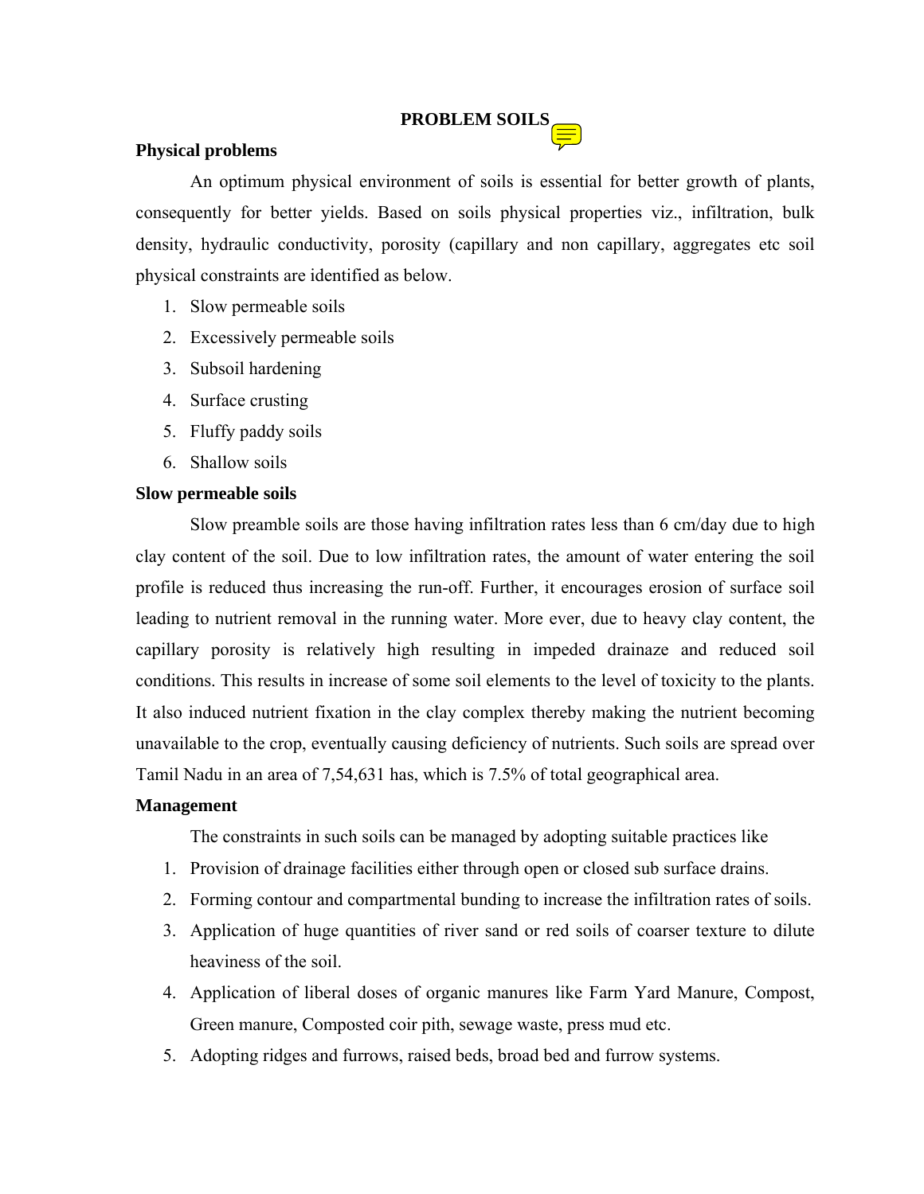# PROBLEM SOILS

## Physical problems

An optimum physical environment of soils is essential for better growth of plants, consequently for better yields. Based on soils physical properties viz., infiltration, bulk density, hydraulic conductivity, porosity (capillary and non capillary, aggregates etc soil physical constraints are identified as below.

1. Slow permeable soils
2. Excessively permeable soils
3. Subsoil hardening
4. Surface crusting
5. Fluffy paddy soils
6. Shallow soils

## Slow permeable soils

Slow preamble soils are those having infiltration rates less than 6 cm/day due to high clay content of the soil. Due to low infiltration rates, the amount of water entering the soil profile is reduced thus increasing the run-off. Further, it encourages erosion of surface soil leading to nutrient removal in the running water. More ever, due to heavy clay content, the capillary porosity is relatively high resulting in impeded drainaze and reduced soil conditions. This results in increase of some soil elements to the level of toxicity to the plants. It also induced nutrient fixation in the clay complex thereby making the nutrient becoming unavailable to the crop, eventually causing deficiency of nutrients. Such soils are spread over Tamil Nadu in an area of 7,54,631 has, which is 7.5% of total geographical area.

### Management

The constraints in such soils can be managed by adopting suitable practices like

1. Provision of drainage facilities either through open or closed sub surface drains.
2. Forming contour and compartmental bunding to increase the infiltration rates of soils.
3. Application of huge quantities of river sand or red soils of coarser texture to dilute heaviness of the soil.
4. Application of liberal doses of organic manures like Farm Yard Manure, Compost, Green manure, Composted coir pith, sewage waste, press mud etc.
5. Adopting ridges and furrows, raised beds, broad bed and furrow systems.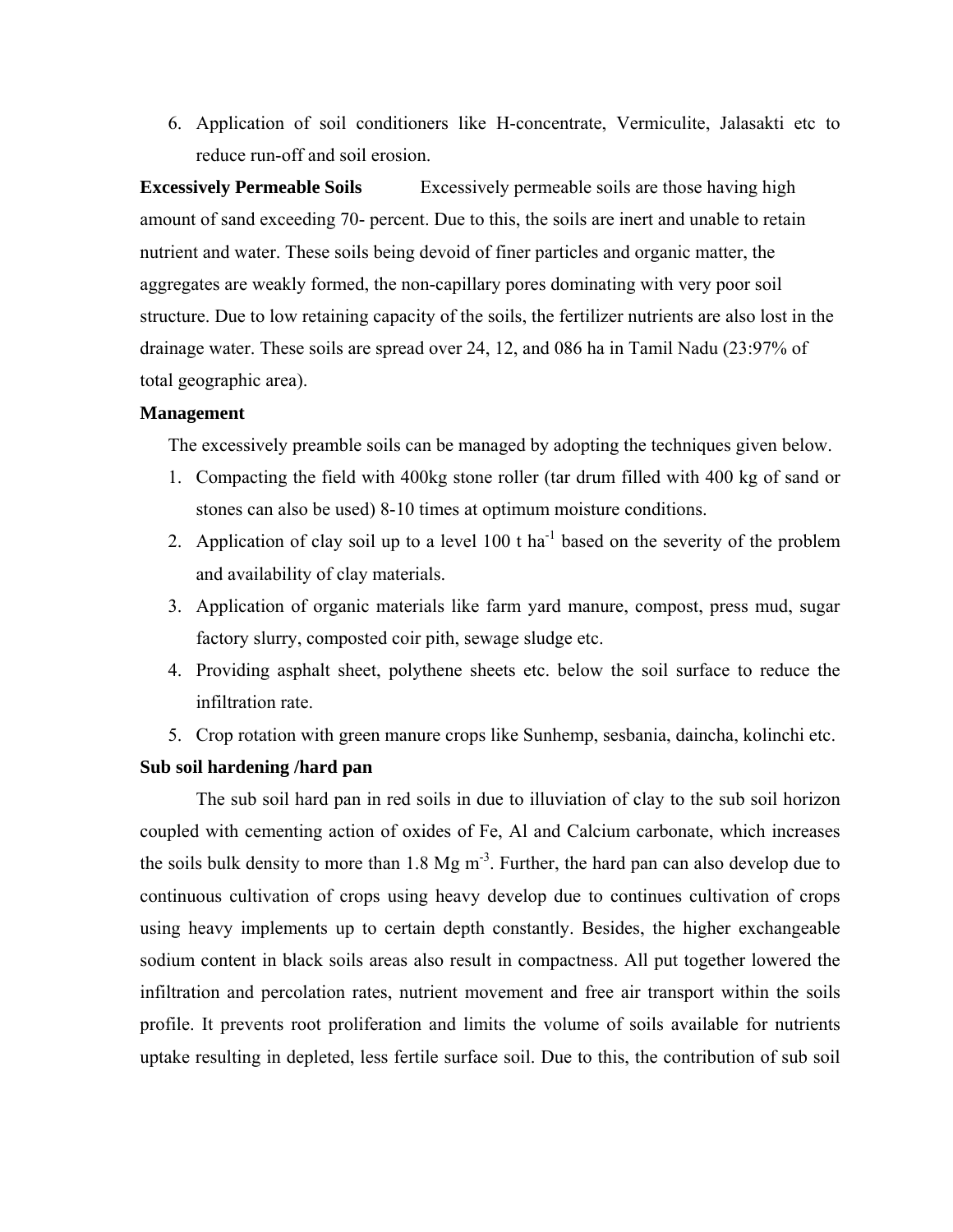6. Application of soil conditioners like H-concentrate, Vermiculite, Jalasakti etc to reduce run-off and soil erosion.

**Excessively Permeable Soils** Excessively permeable soils are those having high amount of sand exceeding 70- percent. Due to this, the soils are inert and unable to retain nutrient and water. These soils being devoid of finer particles and organic matter, the aggregates are weakly formed, the non-capillary pores dominating with very poor soil structure. Due to low retaining capacity of the soils, the fertilizer nutrients are also lost in the drainage water. These soils are spread over 24, 12, and 086 ha in Tamil Nadu (23:97% of total geographic area).

**Management**

The excessively preamble soils can be managed by adopting the techniques given below.

1. Compacting the field with 400kg stone roller (tar drum filled with 400 kg of sand or stones can also be used) 8-10 times at optimum moisture conditions.
2. Application of clay soil up to a level 100 t $ha^{-1}$ based on the severity of the problem and availability of clay materials.
3. Application of organic materials like farm yard manure, compost, press mud, sugar factory slurry, composted coir pith, sewage sludge etc.
4. Providing asphalt sheet, polythene sheets etc. below the soil surface to reduce the infiltration rate.
5. Crop rotation with green manure crops like Sunhemp, sesbania, daincha, kolinchi etc.

**Sub soil hardening /hard pan**

The sub soil hard pan in red soils in due to illuviation of clay to the sub soil horizon coupled with cementing action of oxides of Fe, Al and Calcium carbonate, which increases the soils bulk density to more than 1.8 Mg $m^{-3}$. Further, the hard pan can also develop due to continuous cultivation of crops using heavy develop due to continues cultivation of crops using heavy implements up to certain depth constantly. Besides, the higher exchangeable sodium content in black soils areas also result in compactness. All put together lowered the infiltration and percolation rates, nutrient movement and free air transport within the soils profile. It prevents root proliferation and limits the volume of soils available for nutrients uptake resulting in depleted, less fertile surface soil. Due to this, the contribution of sub soil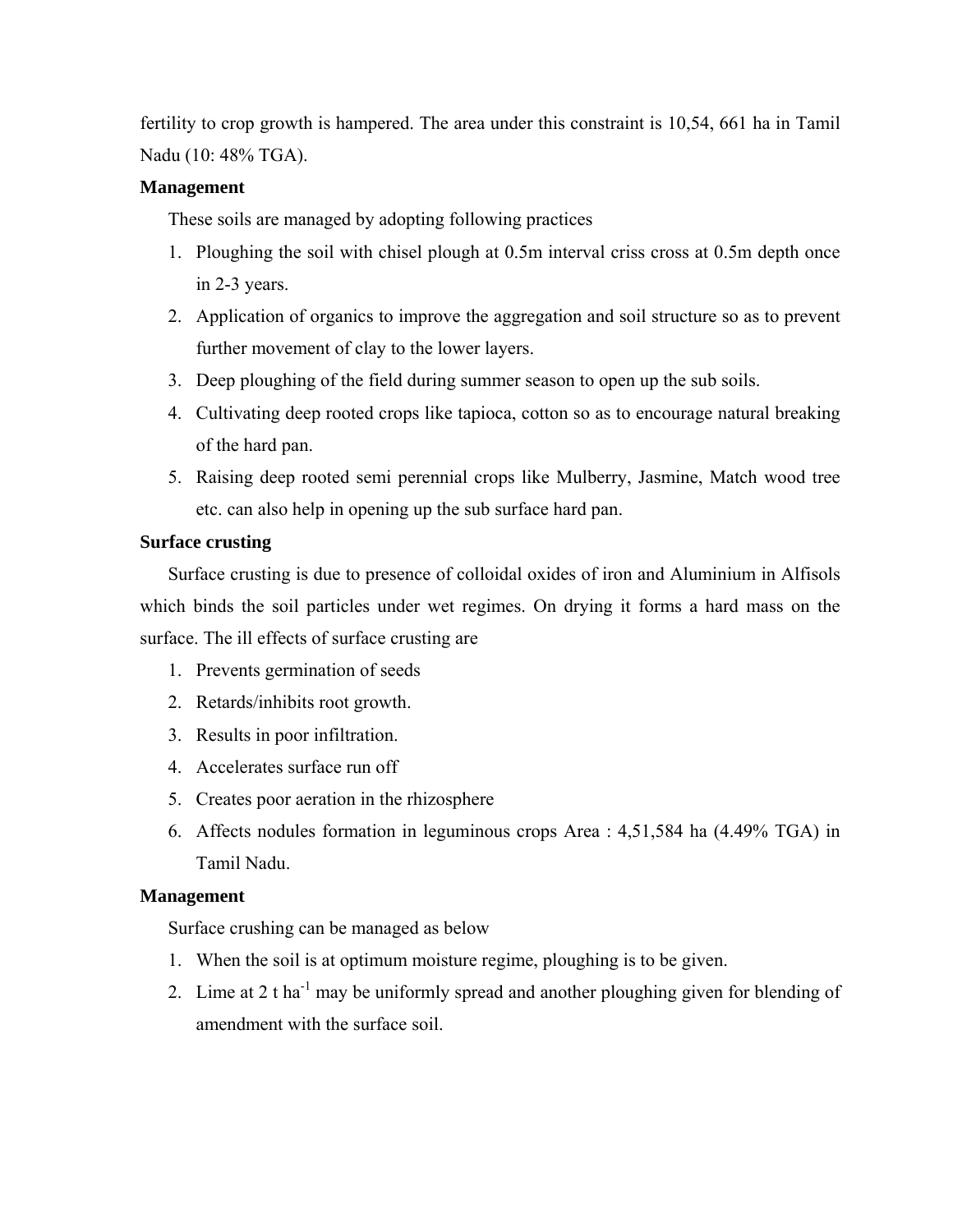fertility to crop growth is hampered. The area under this constraint is 10,54, 661 ha in Tamil Nadu (10: 48% TGA).

**Management**

These soils are managed by adopting following practices

1. Ploughing the soil with chisel plough at 0.5m interval criss cross at 0.5m depth once in 2-3 years.
2. Application of organics to improve the aggregation and soil structure so as to prevent further movement of clay to the lower layers.
3. Deep ploughing of the field during summer season to open up the sub soils.
4. Cultivating deep rooted crops like tapioca, cotton so as to encourage natural breaking of the hard pan.
5. Raising deep rooted semi perennial crops like Mulberry, Jasmine, Match wood tree etc. can also help in opening up the sub surface hard pan.

**Surface crusting**

Surface crusting is due to presence of colloidal oxides of iron and Aluminium in Alfisols which binds the soil particles under wet regimes. On drying it forms a hard mass on the surface. The ill effects of surface crusting are

1. Prevents germination of seeds
2. Retards/inhibits root growth.
3. Results in poor infiltration.
4. Accelerates surface run off
5. Creates poor aeration in the rhizosphere
6. Affects nodules formation in leguminous crops Area : 4,51,584 ha (4.49% TGA) in Tamil Nadu.

**Management**

Surface crushing can be managed as below

1. When the soil is at optimum moisture regime, ploughing is to be given.
2. Lime at 2 t $ha^{-1}$ may be uniformly spread and another ploughing given for blending of amendment with the surface soil.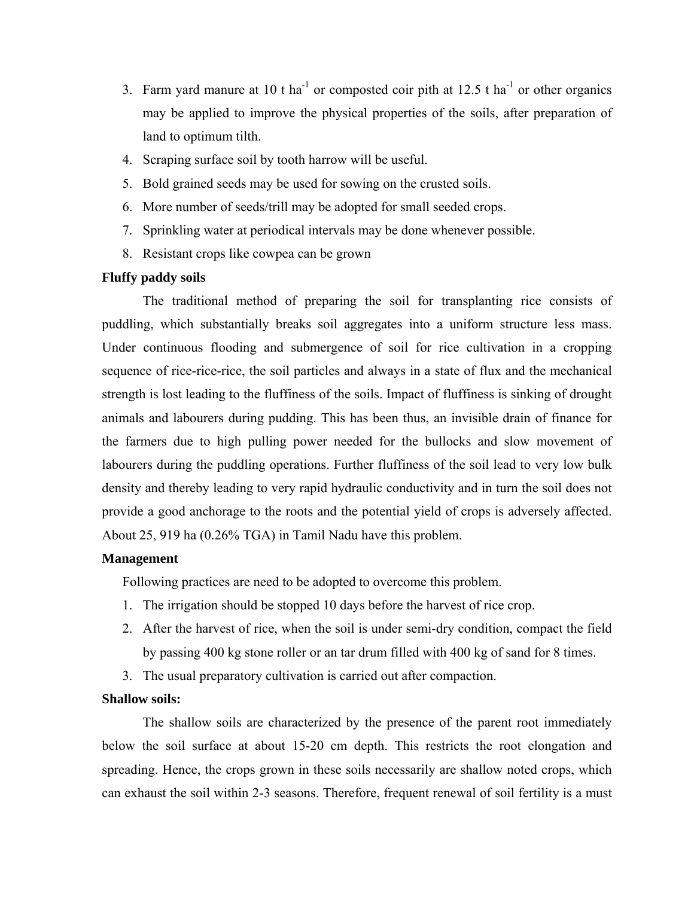3. Farm yard manure at 10 t $ha^{-1}$ or composted coir pith at 12.5 t $ha^{-1}$ or other organics may be applied to improve the physical properties of the soils, after preparation of land to optimum tilth.
4. Scraping surface soil by tooth harrow will be useful.
5. Bold grained seeds may be used for sowing on the crusted soils.
6. More number of seeds/trill may be adopted for small seeded crops.
7. Sprinkling water at periodical intervals may be done whenever possible.
8. Resistant crops like cowpea can be grown

**Fluffy paddy soils**

The traditional method of preparing the soil for transplanting rice consists of puddling, which substantially breaks soil aggregates into a uniform structure less mass. Under continuous flooding and submergence of soil for rice cultivation in a cropping sequence of rice-rice-rice, the soil particles and always in a state of flux and the mechanical strength is lost leading to the fluffiness of the soils. Impact of fluffiness is sinking of drought animals and labourers during pudding. This has been thus, an invisible drain of finance for the farmers due to high pulling power needed for the bullocks and slow movement of labourers during the puddling operations. Further fluffiness of the soil lead to very low bulk density and thereby leading to very rapid hydraulic conductivity and in turn the soil does not provide a good anchorage to the roots and the potential yield of crops is adversely affected. About 25, 919 ha (0.26% TGA) in Tamil Nadu have this problem.

**Management**

Following practices are need to be adopted to overcome this problem.

1. The irrigation should be stopped 10 days before the harvest of rice crop.
2. After the harvest of rice, when the soil is under semi-dry condition, compact the field by passing 400 kg stone roller or an tar drum filled with 400 kg of sand for 8 times.
3. The usual preparatory cultivation is carried out after compaction.

**Shallow soils:**

The shallow soils are characterized by the presence of the parent root immediately below the soil surface at about 15-20 cm depth. This restricts the root elongation and spreading. Hence, the crops grown in these soils necessarily are shallow noted crops, which can exhaust the soil within 2-3 seasons. Therefore, frequent renewal of soil fertility is a must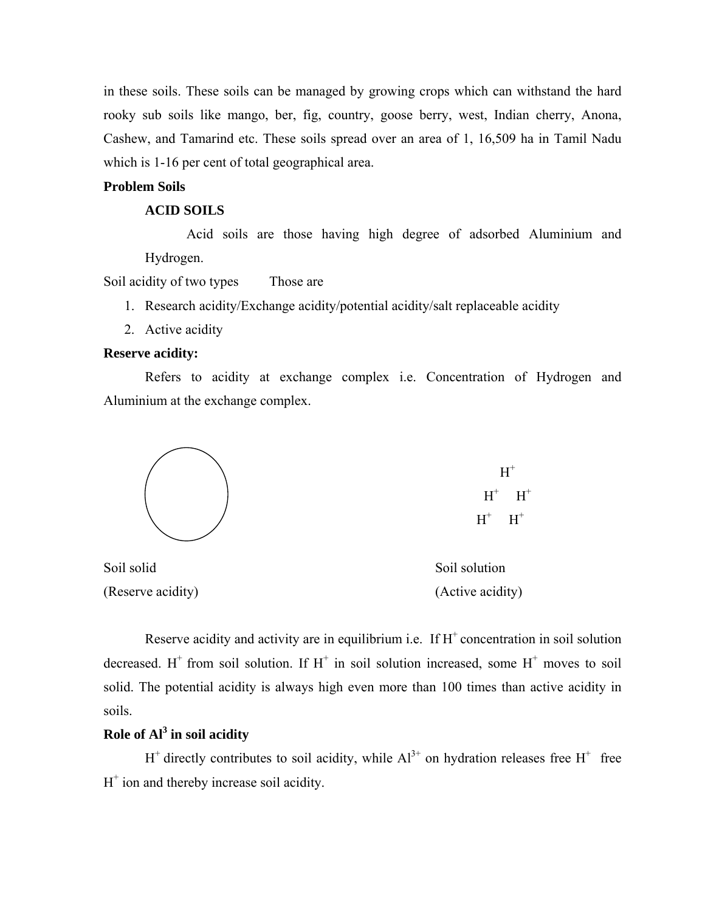in these soils. These soils can be managed by growing crops which can withstand the hard rooky sub soils like mango, ber, fig, country, goose berry, west, Indian cherry, Anona, Cashew, and Tamarind etc. These soils spread over an area of 1, 16,509 ha in Tamil Nadu which is 1-16 per cent of total geographical area.

**Problem Soils**

**ACID SOILS**

Acid soils are those having high degree of adsorbed Aluminium and Hydrogen.

Soil acidity of two types Those are

1. Research acidity/Exchange acidity/potential acidity/salt replaceable acidity
2. Active acidity

**Reserve acidity:**

Refers to acidity at exchange complex i.e. Concentration of Hydrogen and Aluminium at the exchange complex.

$H^+$

$H^+$ $H^+$

$H^+$ $H^+$

Soil solid (Reserve acidity)

Soil solution (Active acidity)

Reserve acidity and activity are in equilibrium i.e. If $H^+$ concentration in soil solution decreased. $H^+$ from soil solution. If $H^+$ in soil solution increased, some $H^+$ moves to soil solid. The potential acidity is always high even more than 100 times than active acidity in soils.

**Role of $Al^3$ in soil acidity**

$H^+$ directly contributes to soil acidity, while $Al^{3+}$ on hydration releases free $H^+$ free $H^+$ ion and thereby increase soil acidity.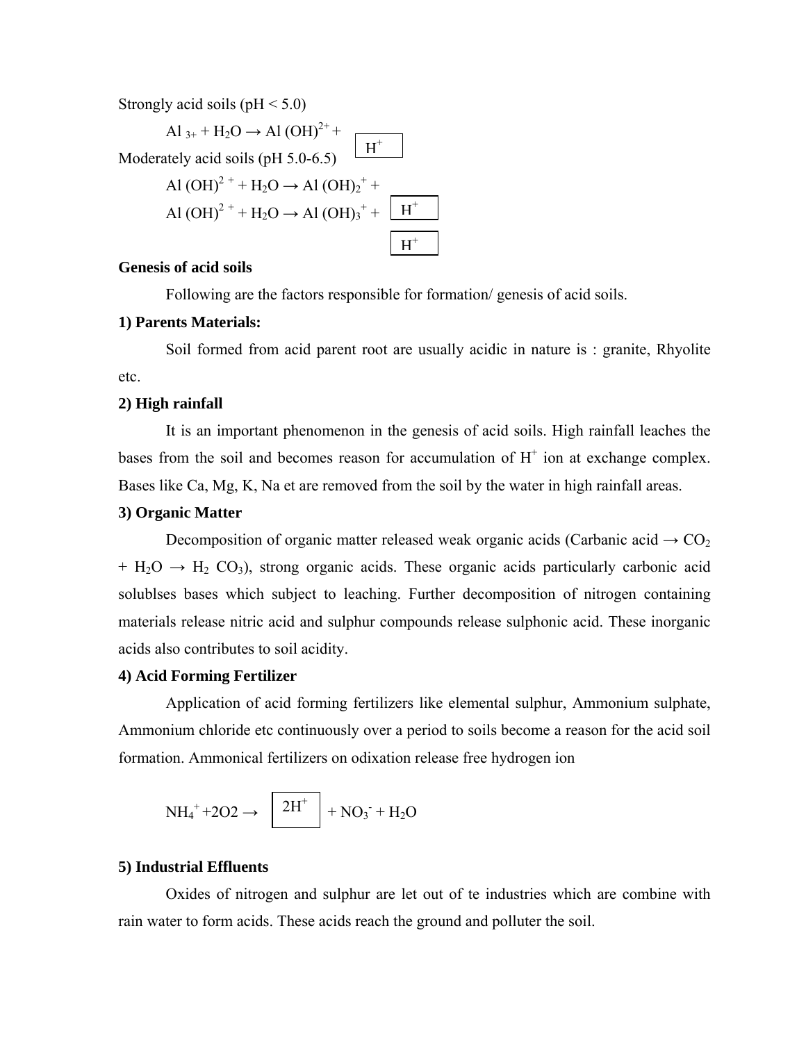Strongly acid soils (pH < 5.0)

$Al^{3+} + H_2O \rightarrow Al(OH)^{2+} +$ $H^+$

Moderately acid soils (pH 5.0-6.5)

$Al(OH)^{2+} + H_2O \rightarrow Al(OH)_2^{+} +$ $H^+$

$Al(OH)^{2+} + H_2O \rightarrow Al(OH)_3^{+} +$ $H^+$

**Genesis of acid soils**

Following are the factors responsible for formation/ genesis of acid soils.

**1) Parents Materials:**

Soil formed from acid parent root are usually acidic in nature is : granite, Rhyolite etc.

**2) High rainfall**

It is an important phenomenon in the genesis of acid soils. High rainfall leaches the bases from the soil and becomes reason for accumulation of $H^+$ ion at exchange complex. Bases like Ca, Mg, K, Na et are removed from the soil by the water in high rainfall areas.

**3) Organic Matter**

Decomposition of organic matter released weak organic acids (Carbanic acid $\rightarrow CO_2 + H_2O \rightarrow H_2CO_3$), strong organic acids. These organic acids particularly carbonic acid solublses bases which subject to leaching. Further decomposition of nitrogen containing materials release nitric acid and sulphur compounds release sulphonic acid. These inorganic acids also contributes to soil acidity.

**4) Acid Forming Fertilizer**

Application of acid forming fertilizers like elemental sulphur, Ammonium sulphate, Ammonium chloride etc continuously over a period to soils become a reason for the acid soil formation. Ammonical fertilizers on odixation release free hydrogen ion

$$NH_4^+ + 2O2 \rightarrow 2H^+ + NO_3^- + H_2O$$

**5) Industrial Effluents**

Oxides of nitrogen and sulphur are let out of te industries which are combine with rain water to form acids. These acids reach the ground and polluter the soil.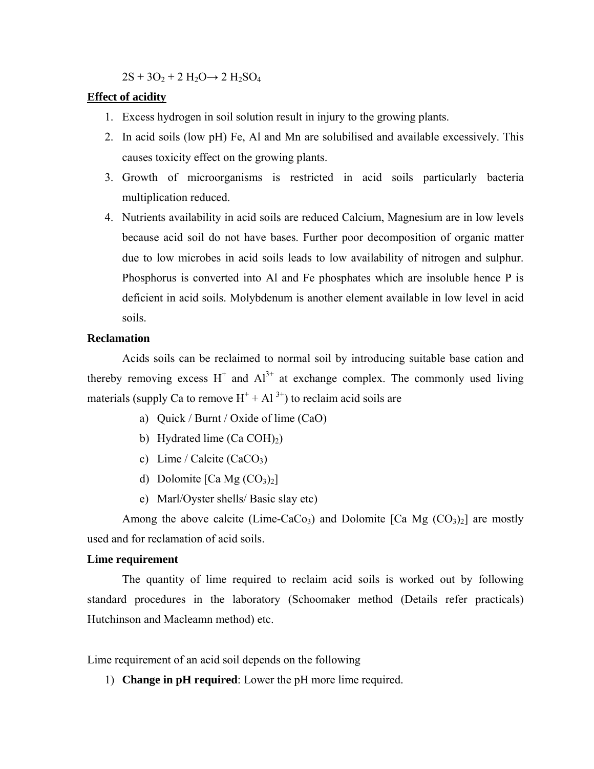$$2S + 3O_2 + 2\ H_2O \rightarrow 2\ H_2SO_4$$

**Effect of acidity**

1. Excess hydrogen in soil solution result in injury to the growing plants.
2. In acid soils (low pH) Fe, Al and Mn are solubilised and available excessively. This causes toxicity effect on the growing plants.
3. Growth of microorganisms is restricted in acid soils particularly bacteria multiplication reduced.
4. Nutrients availability in acid soils are reduced Calcium, Magnesium are in low levels because acid soil do not have bases. Further poor decomposition of organic matter due to low microbes in acid soils leads to low availability of nitrogen and sulphur. Phosphorus is converted into Al and Fe phosphates which are insoluble hence P is deficient in acid soils. Molybdenum is another element available in low level in acid soils.

**Reclamation**

Acids soils can be reclaimed to normal soil by introducing suitable base cation and thereby removing excess $H^+$ and $Al^{3+}$ at exchange complex. The commonly used living materials (supply Ca to remove $H^+ + Al^{3+}$) to reclaim acid soils are

a) Quick / Burnt / Oxide of lime (CaO)
b) Hydrated lime ($Ca\ COH)_2$)
c) Lime / Calcite ($CaCO_3$)
d) Dolomite [$Ca\ Mg\ (CO_3)_2$]
e) Marl/Oyster shells/ Basic slay etc)

Among the above calcite (Lime-$CaCo_3$) and Dolomite [$Ca\ Mg\ (CO_3)_2$] are mostly used and for reclamation of acid soils.

**Lime requirement**

The quantity of lime required to reclaim acid soils is worked out by following standard procedures in the laboratory (Schoomaker method (Details refer practicals) Hutchinson and Macleamn method) etc.

Lime requirement of an acid soil depends on the following

1) **Change in pH required**: Lower the pH more lime required.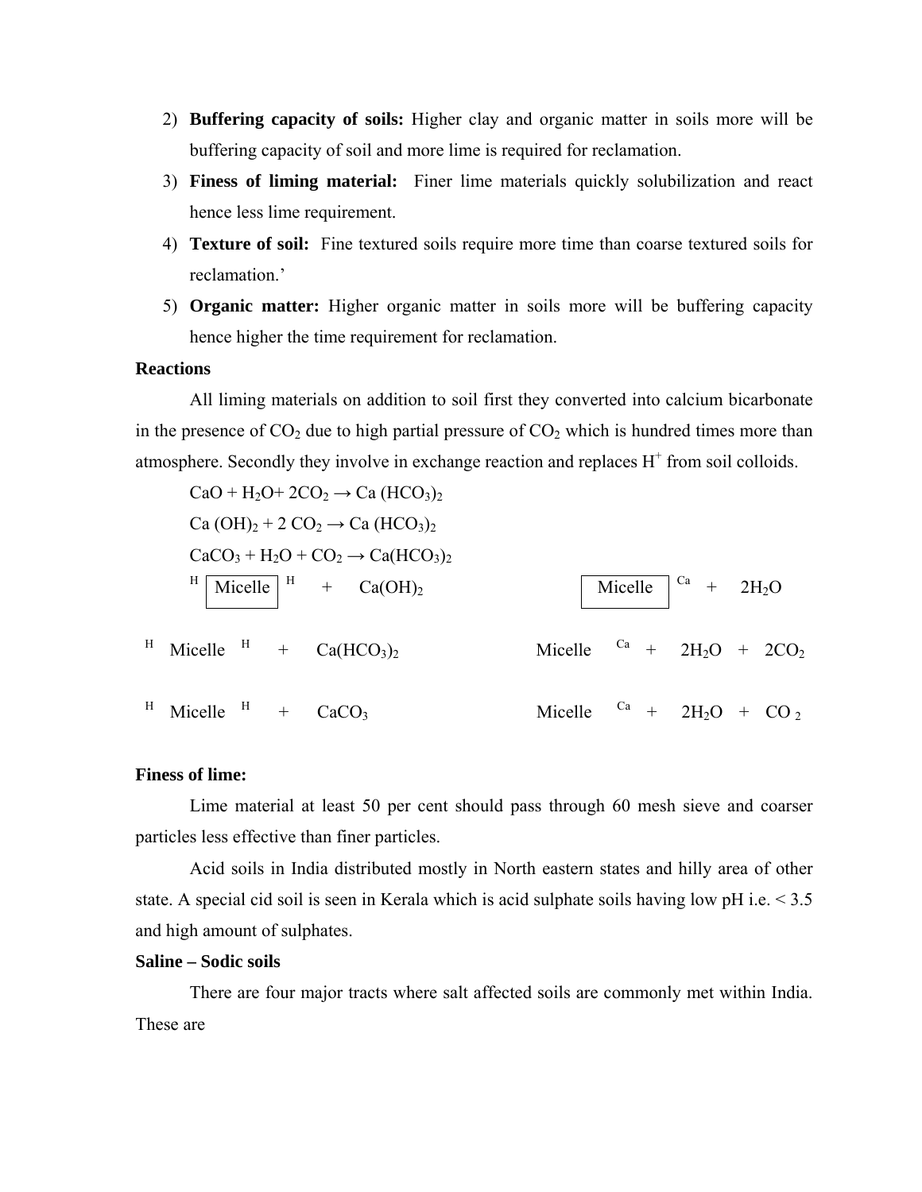2) **Buffering capacity of soils:** Higher clay and organic matter in soils more will be buffering capacity of soil and more lime is required for reclamation.
3) **Finess of liming material:** Finer lime materials quickly solubilization and react hence less lime requirement.
4) **Texture of soil:** Fine textured soils require more time than coarse textured soils for reclamation.'
5) **Organic matter:** Higher organic matter in soils more will be buffering capacity hence higher the time requirement for reclamation.

**Reactions**

All liming materials on addition to soil first they converted into calcium bicarbonate in the presence of $CO_2$ due to high partial pressure of $CO_2$ which is hundred times more than atmosphere. Secondly they involve in exchange reaction and replaces $H^+$ from soil colloids.

$CaO + H_2O + 2CO_2 \rightarrow Ca(HCO_3)_2$

$Ca(OH)_2 + 2CO_2 \rightarrow Ca(HCO_3)_2$

$CaCO_3 + H_2O + CO_2 \rightarrow Ca(HCO_3)_2$

$^{H}$ Micelle $^{H}$ + $Ca(OH)_2$ → Micelle $^{Ca}$ + $2H_2O$

$^{H}$ Micelle $^{H}$ + $Ca(HCO_3)_2$ → Micelle $^{Ca}$ + $2H_2O$ + $2CO_2$

$^{H}$ Micelle $^{H}$ + $CaCO_3$ → Micelle $^{Ca}$ + $2H_2O$ + $CO_2$

**Finess of lime:**

Lime material at least 50 per cent should pass through 60 mesh sieve and coarser particles less effective than finer particles.

Acid soils in India distributed mostly in North eastern states and hilly area of other state. A special cid soil is seen in Kerala which is acid sulphate soils having low pH i.e. < 3.5 and high amount of sulphates.

**Saline – Sodic soils**

There are four major tracts where salt affected soils are commonly met within India. These are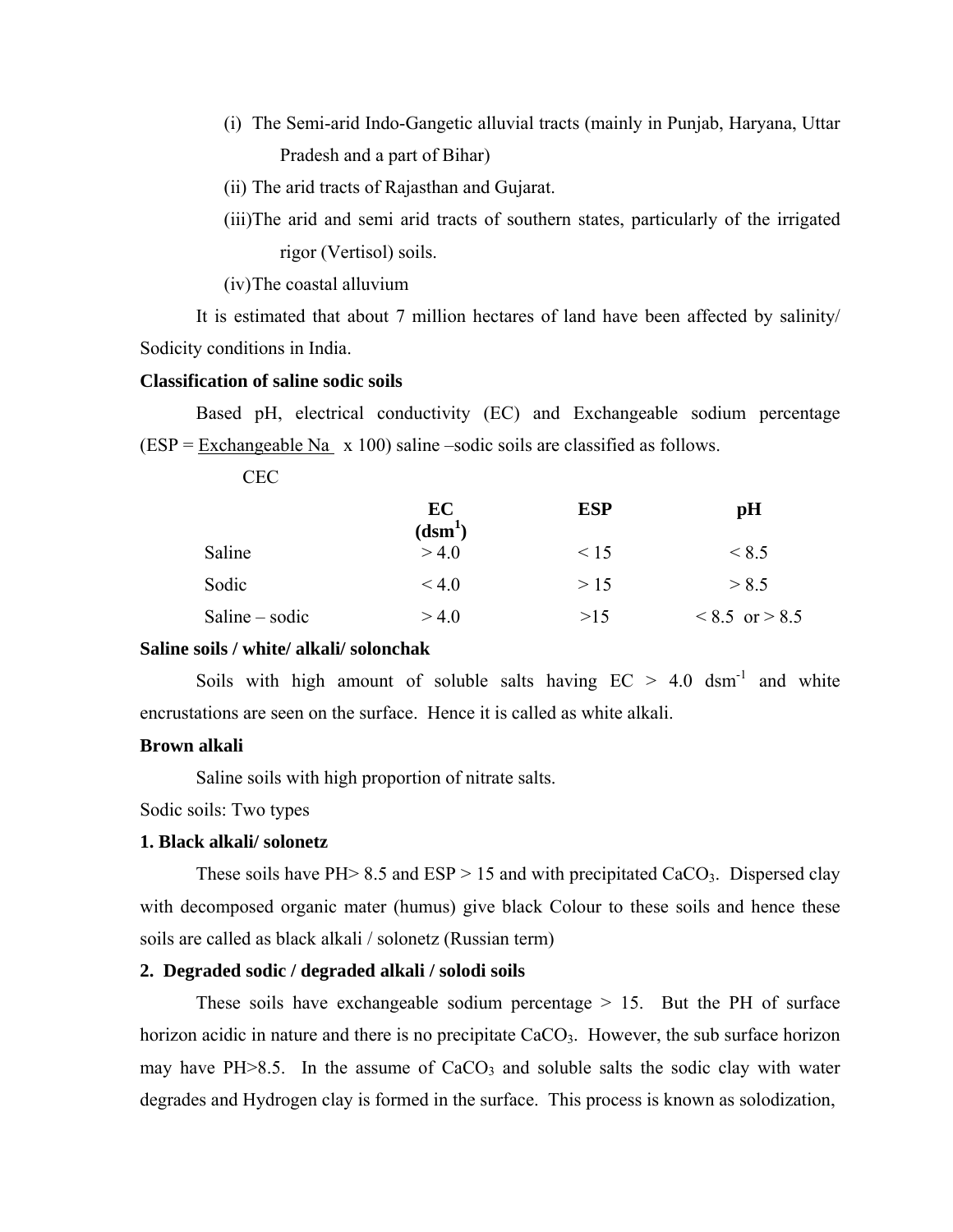(i) The Semi-arid Indo-Gangetic alluvial tracts (mainly in Punjab, Haryana, Uttar Pradesh and a part of Bihar)

(ii) The arid tracts of Rajasthan and Gujarat.

(iii) The arid and semi arid tracts of southern states, particularly of the irrigated rigor (Vertisol) soils.

(iv) The coastal alluvium

It is estimated that about 7 million hectares of land have been affected by salinity/ Sodicity conditions in India.

**Classification of saline sodic soils**

Based pH, electrical conductivity (EC) and Exchangeable sodium percentage (ESP = $\frac{\text{Exchangeable Na}}{\text{CEC}} \times 100$) saline –sodic soils are classified as follows.

| | EC ($dsm^1$) | ESP | pH |
|---|---|---|---|
| Saline | > 4.0 | < 15 | < 8.5 |
| Sodic | < 4.0 | > 15 | > 8.5 |
| Saline – sodic | > 4.0 | >15 | < 8.5 or > 8.5 |

**Saline soils / white/ alkali/ solonchak**

Soils with high amount of soluble salts having EC > 4.0 $dsm^{-1}$ and white encrustations are seen on the surface. Hence it is called as white alkali.

**Brown alkali**

Saline soils with high proportion of nitrate salts.

Sodic soils: Two types

**1. Black alkali/ solonetz**

These soils have PH> 8.5 and ESP > 15 and with precipitated $CaCO_3$. Dispersed clay with decomposed organic mater (humus) give black Colour to these soils and hence these soils are called as black alkali / solonetz (Russian term)

**2. Degraded sodic / degraded alkali / solodi soils**

These soils have exchangeable sodium percentage > 15. But the PH of surface horizon acidic in nature and there is no precipitate $CaCO_3$. However, the sub surface horizon may have PH>8.5. In the assume of $CaCO_3$ and soluble salts the sodic clay with water degrades and Hydrogen clay is formed in the surface. This process is known as solodization,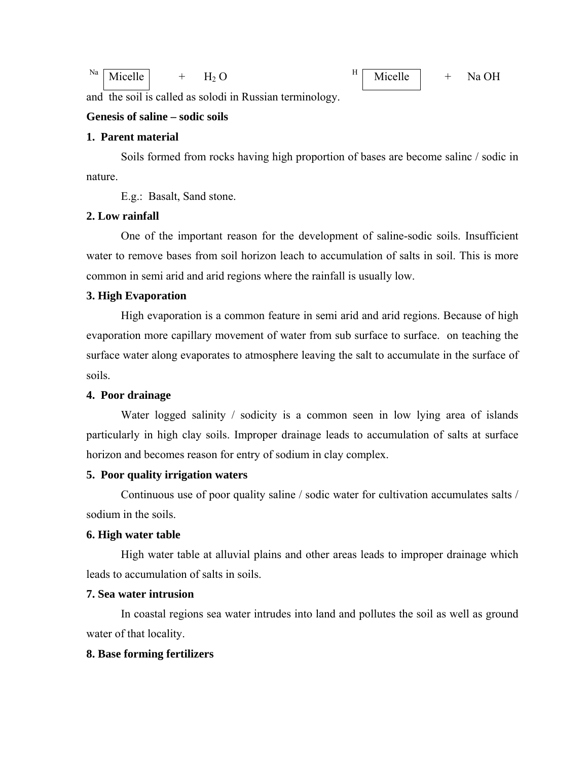$$^{Na}\boxed{\text{Micelle}} + H_2O \qquad ^{H}\boxed{\text{Micelle}} + NaOH$$

and the soil is called as solodi in Russian terminology.

**Genesis of saline – sodic soils**

**1. Parent material**

Soils formed from rocks having high proportion of bases are become salinc / sodic in nature.

E.g.: Basalt, Sand stone.

**2. Low rainfall**

One of the important reason for the development of saline-sodic soils. Insufficient water to remove bases from soil horizon leach to accumulation of salts in soil. This is more common in semi arid and arid regions where the rainfall is usually low.

**3. High Evaporation**

High evaporation is a common feature in semi arid and arid regions. Because of high evaporation more capillary movement of water from sub surface to surface. on teaching the surface water along evaporates to atmosphere leaving the salt to accumulate in the surface of soils.

**4. Poor drainage**

Water logged salinity / sodicity is a common seen in low lying area of islands particularly in high clay soils. Improper drainage leads to accumulation of salts at surface horizon and becomes reason for entry of sodium in clay complex.

**5. Poor quality irrigation waters**

Continuous use of poor quality saline / sodic water for cultivation accumulates salts / sodium in the soils.

**6. High water table**

High water table at alluvial plains and other areas leads to improper drainage which leads to accumulation of salts in soils.

**7. Sea water intrusion**

In coastal regions sea water intrudes into land and pollutes the soil as well as ground water of that locality.

**8. Base forming fertilizers**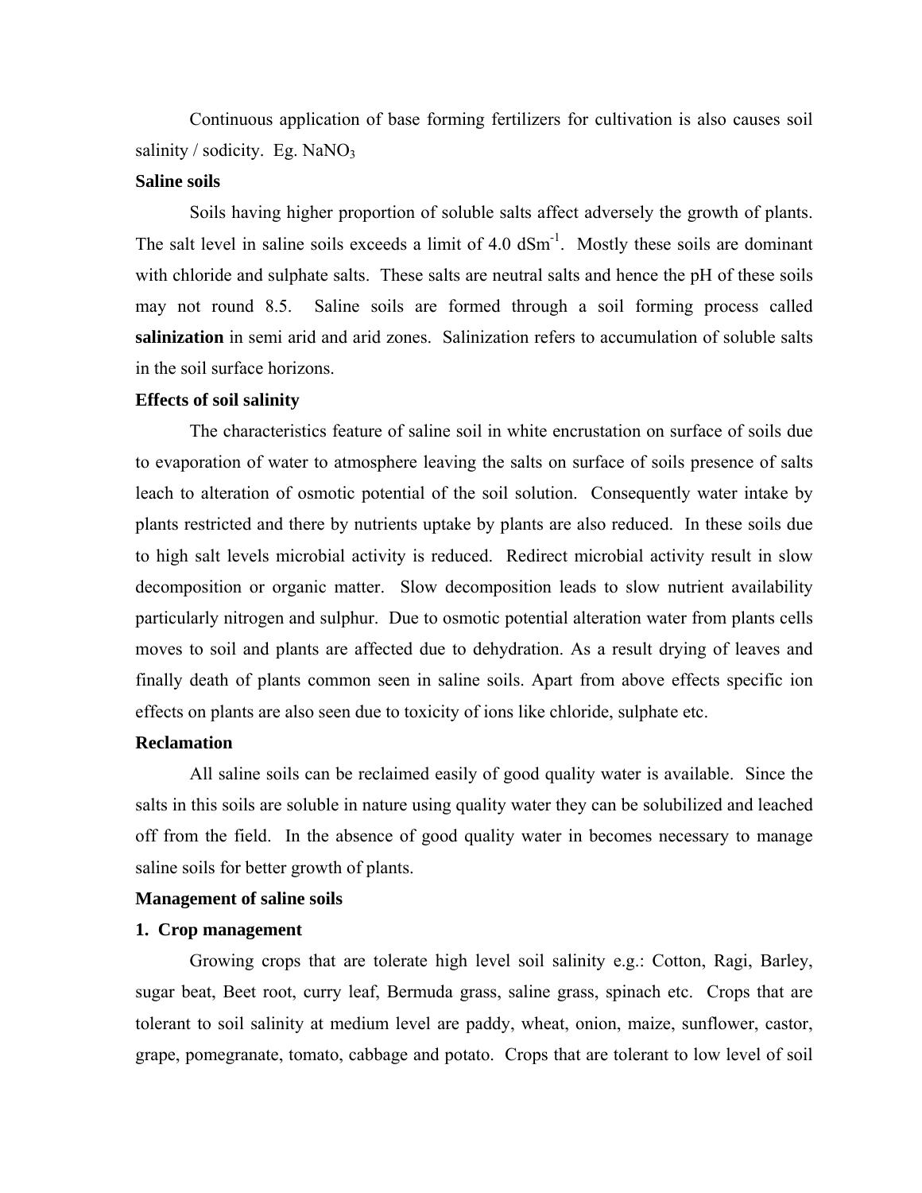Continuous application of base forming fertilizers for cultivation is also causes soil salinity / sodicity. Eg. $NaNO_3$

**Saline soils**

Soils having higher proportion of soluble salts affect adversely the growth of plants. The salt level in saline soils exceeds a limit of 4.0 $dSm^{-1}$. Mostly these soils are dominant with chloride and sulphate salts. These salts are neutral salts and hence the pH of these soils may not round 8.5. Saline soils are formed through a soil forming process called **salinization** in semi arid and arid zones. Salinization refers to accumulation of soluble salts in the soil surface horizons.

**Effects of soil salinity**

The characteristics feature of saline soil in white encrustation on surface of soils due to evaporation of water to atmosphere leaving the salts on surface of soils presence of salts leach to alteration of osmotic potential of the soil solution. Consequently water intake by plants restricted and there by nutrients uptake by plants are also reduced. In these soils due to high salt levels microbial activity is reduced. Redirect microbial activity result in slow decomposition or organic matter. Slow decomposition leads to slow nutrient availability particularly nitrogen and sulphur. Due to osmotic potential alteration water from plants cells moves to soil and plants are affected due to dehydration. As a result drying of leaves and finally death of plants common seen in saline soils. Apart from above effects specific ion effects on plants are also seen due to toxicity of ions like chloride, sulphate etc.

**Reclamation**

All saline soils can be reclaimed easily of good quality water is available. Since the salts in this soils are soluble in nature using quality water they can be solubilized and leached off from the field. In the absence of good quality water in becomes necessary to manage saline soils for better growth of plants.

**Management of saline soils**

**1. Crop management**

Growing crops that are tolerate high level soil salinity e.g.: Cotton, Ragi, Barley, sugar beat, Beet root, curry leaf, Bermuda grass, saline grass, spinach etc. Crops that are tolerant to soil salinity at medium level are paddy, wheat, onion, maize, sunflower, castor, grape, pomegranate, tomato, cabbage and potato. Crops that are tolerant to low level of soil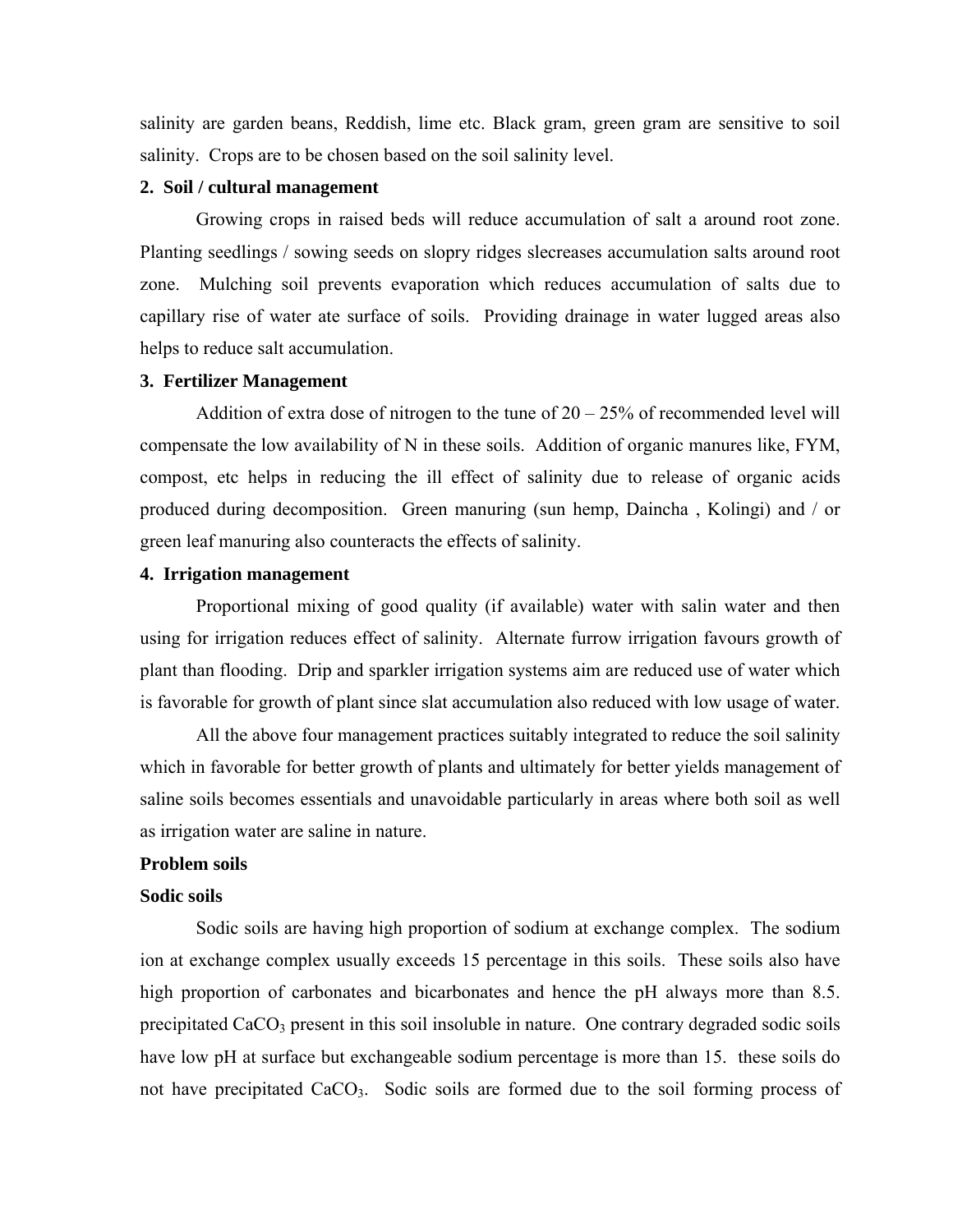salinity are garden beans, Reddish, lime etc. Black gram, green gram are sensitive to soil salinity. Crops are to be chosen based on the soil salinity level.

**2. Soil / cultural management**

Growing crops in raised beds will reduce accumulation of salt a around root zone. Planting seedlings / sowing seeds on slopry ridges slecreases accumulation salts around root zone. Mulching soil prevents evaporation which reduces accumulation of salts due to capillary rise of water ate surface of soils. Providing drainage in water lugged areas also helps to reduce salt accumulation.

**3. Fertilizer Management**

Addition of extra dose of nitrogen to the tune of 20 – 25% of recommended level will compensate the low availability of N in these soils. Addition of organic manures like, FYM, compost, etc helps in reducing the ill effect of salinity due to release of organic acids produced during decomposition. Green manuring (sun hemp, Daincha , Kolingi) and / or green leaf manuring also counteracts the effects of salinity.

**4. Irrigation management**

Proportional mixing of good quality (if available) water with salin water and then using for irrigation reduces effect of salinity. Alternate furrow irrigation favours growth of plant than flooding. Drip and sparkler irrigation systems aim are reduced use of water which is favorable for growth of plant since slat accumulation also reduced with low usage of water.

All the above four management practices suitably integrated to reduce the soil salinity which in favorable for better growth of plants and ultimately for better yields management of saline soils becomes essentials and unavoidable particularly in areas where both soil as well as irrigation water are saline in nature.

**Problem soils**

**Sodic soils**

Sodic soils are having high proportion of sodium at exchange complex. The sodium ion at exchange complex usually exceeds 15 percentage in this soils. These soils also have high proportion of carbonates and bicarbonates and hence the pH always more than 8.5. precipitated $CaCO_3$ present in this soil insoluble in nature. One contrary degraded sodic soils have low pH at surface but exchangeable sodium percentage is more than 15. these soils do not have precipitated $CaCO_3$. Sodic soils are formed due to the soil forming process of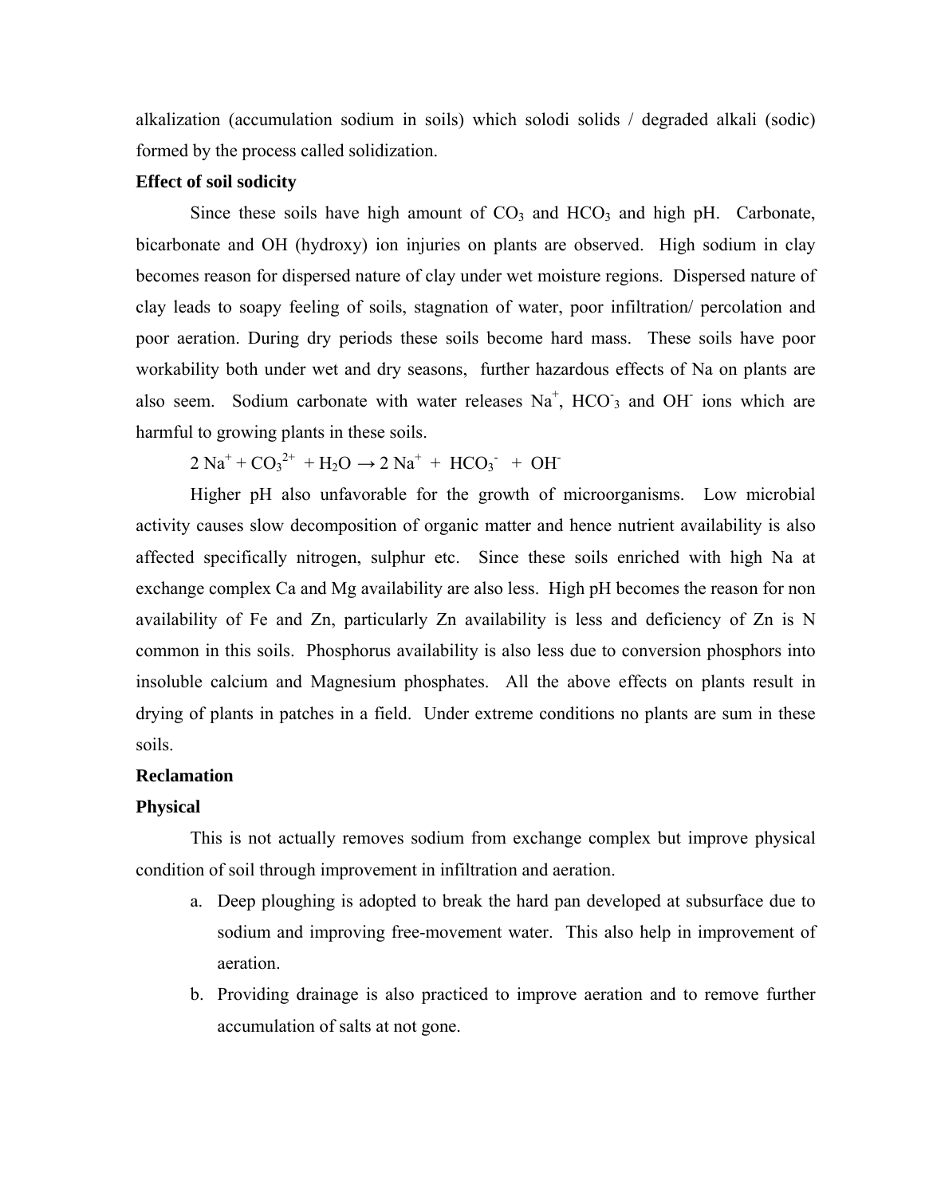alkalization (accumulation sodium in soils) which solodi solids / degraded alkali (sodic) formed by the process called solidization.

**Effect of soil sodicity**

Since these soils have high amount of $CO_3$ and $HCO_3$ and high pH. Carbonate, bicarbonate and OH (hydroxy) ion injuries on plants are observed. High sodium in clay becomes reason for dispersed nature of clay under wet moisture regions. Dispersed nature of clay leads to soapy feeling of soils, stagnation of water, poor infiltration/ percolation and poor aeration. During dry periods these soils become hard mass. These soils have poor workability both under wet and dry seasons, further hazardous effects of Na on plants are also seem. Sodium carbonate with water releases $Na^+$, $HCO^-_3$ and $OH^-$ ions which are harmful to growing plants in these soils.

$$2\ Na^+ + CO_3^{2+} + H_2O \rightarrow 2\ Na^+ + HCO_3^- + OH^-$$

Higher pH also unfavorable for the growth of microorganisms. Low microbial activity causes slow decomposition of organic matter and hence nutrient availability is also affected specifically nitrogen, sulphur etc. Since these soils enriched with high Na at exchange complex Ca and Mg availability are also less. High pH becomes the reason for non availability of Fe and Zn, particularly Zn availability is less and deficiency of Zn is N common in this soils. Phosphorus availability is also less due to conversion phosphors into insoluble calcium and Magnesium phosphates. All the above effects on plants result in drying of plants in patches in a field. Under extreme conditions no plants are sum in these soils.

**Reclamation**

**Physical**

This is not actually removes sodium from exchange complex but improve physical condition of soil through improvement in infiltration and aeration.

a. Deep ploughing is adopted to break the hard pan developed at subsurface due to sodium and improving free-movement water. This also help in improvement of aeration.
b. Providing drainage is also practiced to improve aeration and to remove further accumulation of salts at not gone.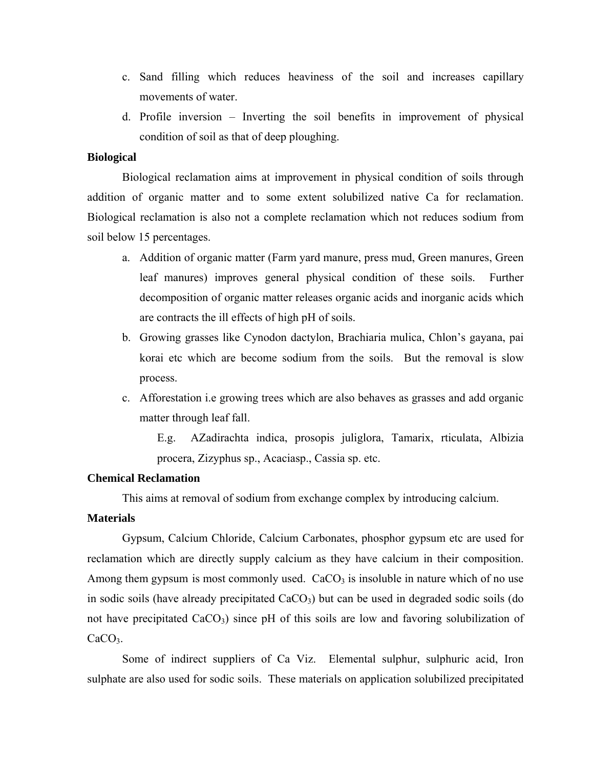c. Sand filling which reduces heaviness of the soil and increases capillary movements of water.

d. Profile inversion – Inverting the soil benefits in improvement of physical condition of soil as that of deep ploughing.

**Biological**

Biological reclamation aims at improvement in physical condition of soils through addition of organic matter and to some extent solubilized native Ca for reclamation. Biological reclamation is also not a complete reclamation which not reduces sodium from soil below 15 percentages.

a. Addition of organic matter (Farm yard manure, press mud, Green manures, Green leaf manures) improves general physical condition of these soils. Further decomposition of organic matter releases organic acids and inorganic acids which are contracts the ill effects of high pH of soils.

b. Growing grasses like Cynodon dactylon, Brachiaria mulica, Chlon's gayana, pai korai etc which are become sodium from the soils. But the removal is slow process.

c. Afforestation i.e growing trees which are also behaves as grasses and add organic matter through leaf fall.

   E.g. AZadirachta indica, prosopis juliglora, Tamarix, rticulata, Albizia procera, Zizyphus sp., Acaciasp., Cassia sp. etc.

**Chemical Reclamation**

This aims at removal of sodium from exchange complex by introducing calcium.

**Materials**

Gypsum, Calcium Chloride, Calcium Carbonates, phosphor gypsum etc are used for reclamation which are directly supply calcium as they have calcium in their composition. Among them gypsum is most commonly used. $CaCO_3$ is insoluble in nature which of no use in sodic soils (have already precipitated $CaCO_3$) but can be used in degraded sodic soils (do not have precipitated $CaCO_3$) since pH of this soils are low and favoring solubilization of $CaCO_3$.

Some of indirect suppliers of Ca Viz. Elemental sulphur, sulphuric acid, Iron sulphate are also used for sodic soils. These materials on application solubilized precipitated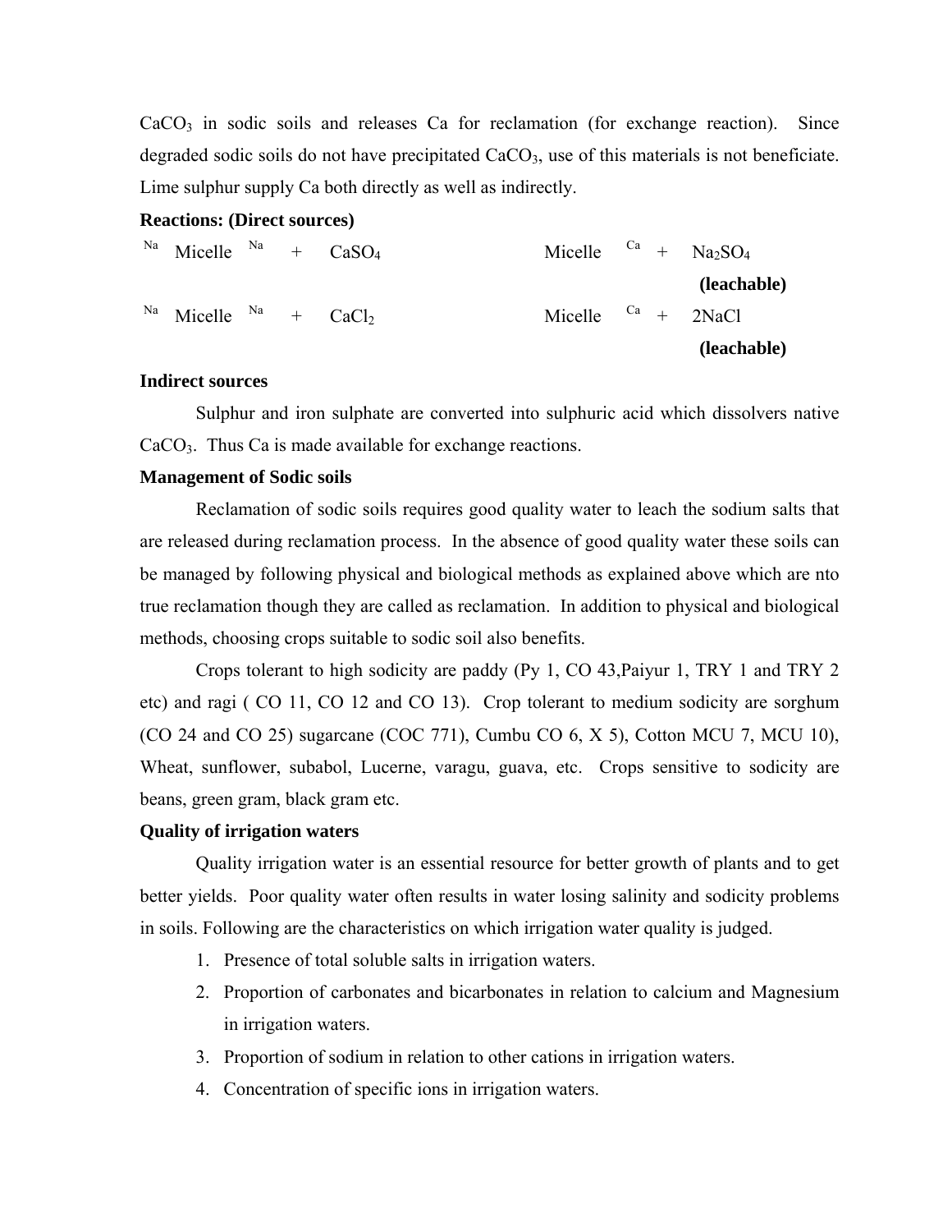$CaCO_3$ in sodic soils and releases Ca for reclamation (for exchange reaction). Since degraded sodic soils do not have precipitated $CaCO_3$, use of this materials is not beneficiate. Lime sulphur supply Ca both directly as well as indirectly.

**Reactions: (Direct sources)**

$$^{Na}\text{ Micelle }^{Na} + CaSO_4 \qquad \text{Micelle }^{Ca} + Na_2SO_4$$

**(leachable)**

$$^{Na}\text{ Micelle }^{Na} + CaCl_2 \qquad \text{Micelle }^{Ca} + 2NaCl$$

**(leachable)**

**Indirect sources**

Sulphur and iron sulphate are converted into sulphuric acid which dissolvers native $CaCO_3$. Thus Ca is made available for exchange reactions.

**Management of Sodic soils**

Reclamation of sodic soils requires good quality water to leach the sodium salts that are released during reclamation process. In the absence of good quality water these soils can be managed by following physical and biological methods as explained above which are nto true reclamation though they are called as reclamation. In addition to physical and biological methods, choosing crops suitable to sodic soil also benefits.

Crops tolerant to high sodicity are paddy (Py 1, CO 43,Paiyur 1, TRY 1 and TRY 2 etc) and ragi ( CO 11, CO 12 and CO 13). Crop tolerant to medium sodicity are sorghum (CO 24 and CO 25) sugarcane (COC 771), Cumbu CO 6, X 5), Cotton MCU 7, MCU 10), Wheat, sunflower, subabol, Lucerne, varagu, guava, etc. Crops sensitive to sodicity are beans, green gram, black gram etc.

**Quality of irrigation waters**

Quality irrigation water is an essential resource for better growth of plants and to get better yields. Poor quality water often results in water losing salinity and sodicity problems in soils. Following are the characteristics on which irrigation water quality is judged.

1. Presence of total soluble salts in irrigation waters.
2. Proportion of carbonates and bicarbonates in relation to calcium and Magnesium in irrigation waters.
3. Proportion of sodium in relation to other cations in irrigation waters.
4. Concentration of specific ions in irrigation waters.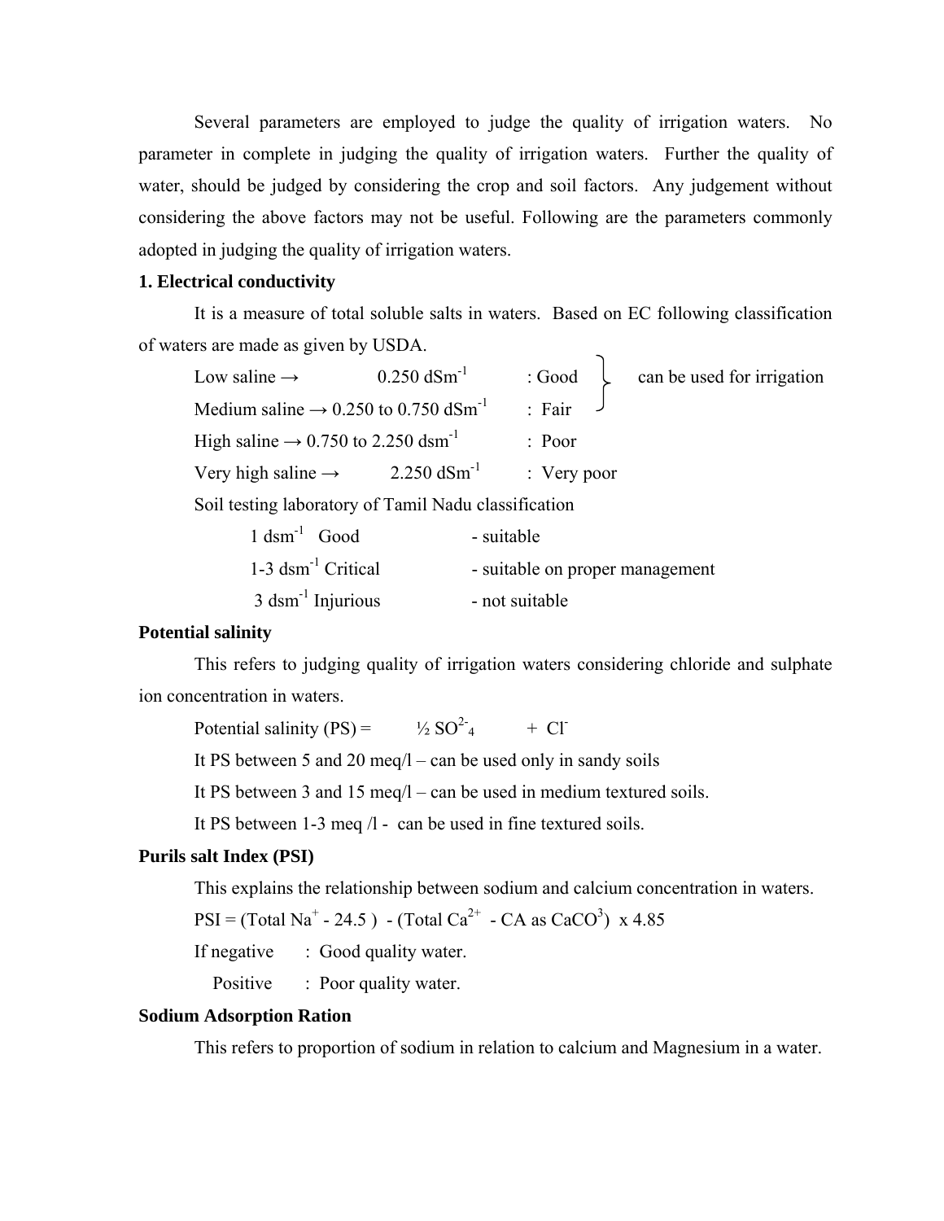Several parameters are employed to judge the quality of irrigation waters. No parameter in complete in judging the quality of irrigation waters. Further the quality of water, should be judged by considering the crop and soil factors. Any judgement without considering the above factors may not be useful. Following are the parameters commonly adopted in judging the quality of irrigation waters.

**1. Electrical conductivity**

It is a measure of total soluble salts in waters. Based on EC following classification of waters are made as given by USDA.

Low saline → 0.250 $dSm^{-1}$ : Good } can be used for irrigation
Medium saline → 0.250 to 0.750 $dSm^{-1}$ : Fair }
High saline → 0.750 to 2.250 $dsm^{-1}$ : Poor
Very high saline → 2.250 $dSm^{-1}$ : Very poor

Soil testing laboratory of Tamil Nadu classification

1 $dsm^{-1}$ Good - suitable
1-3 $dsm^{-1}$ Critical - suitable on proper management
3 $dsm^{-1}$ Injurious - not suitable

**Potential salinity**

This refers to judging quality of irrigation waters considering chloride and sulphate ion concentration in waters.

Potential salinity (PS) = ½ $SO^{2-}_4$ + $Cl^-$

It PS between 5 and 20 meq/l – can be used only in sandy soils

It PS between 3 and 15 meq/l – can be used in medium textured soils.

It PS between 1-3 meq /l - can be used in fine textured soils.

**Purils salt Index (PSI)**

This explains the relationship between sodium and calcium concentration in waters.

PSI = (Total $Na^+$ - 24.5 ) - (Total $Ca^{2+}$ - CA as $CaCO^3$) x 4.85

If negative : Good quality water.
Positive : Poor quality water.

**Sodium Adsorption Ration**

This refers to proportion of sodium in relation to calcium and Magnesium in a water.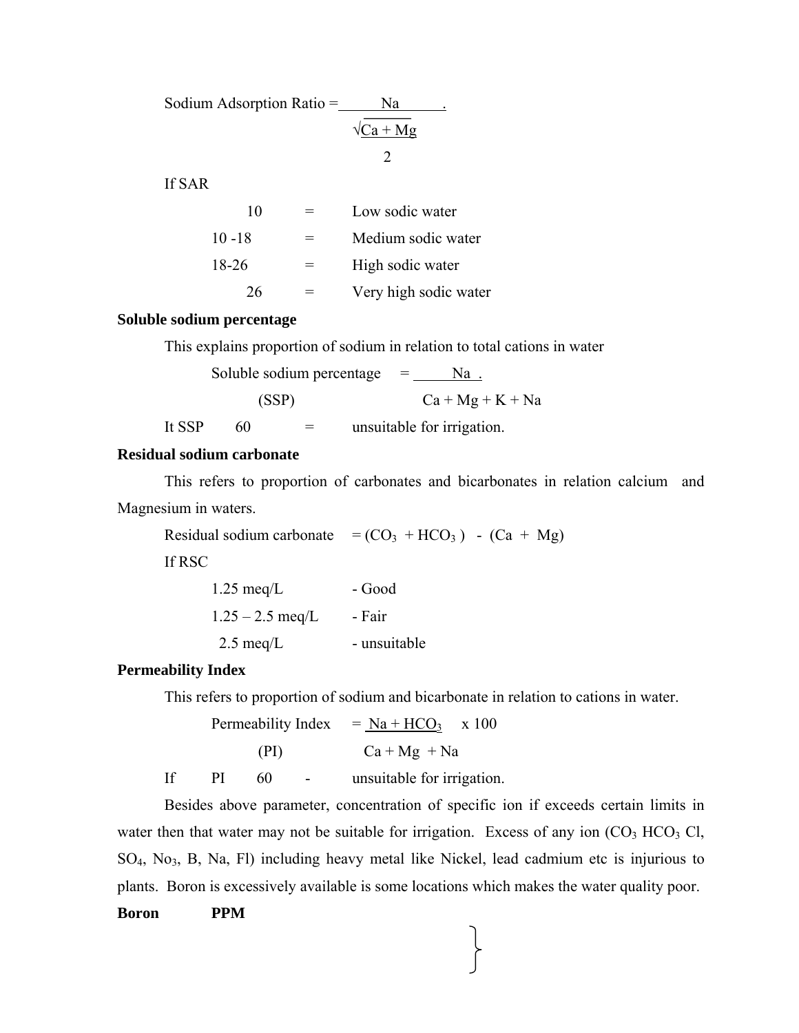$$\text{Sodium Adsorption Ratio} = \frac{Na}{\sqrt{\frac{Ca + Mg}{2}}}$$

If SAR

| | | |
|---|---|---|
| 10 | = | Low sodic water |
| 10 -18 | = | Medium sodic water |
| 18-26 | = | High sodic water |
| 26 | = | Very high sodic water |

**Soluble sodium percentage**

This explains proportion of sodium in relation to total cations in water

$$\text{Soluble sodium percentage (SSP)} = \frac{Na}{Ca + Mg + K + Na}$$

It SSP 60 = unsuitable for irrigation.

**Residual sodium carbonate**

This refers to proportion of carbonates and bicarbonates in relation calcium and Magnesium in waters.

$$\text{Residual sodium carbonate} = (CO_3 + HCO_3) - (Ca + Mg)$$

If RSC

| | |
|---|---|
| 1.25 meq/L | - Good |
| 1.25 – 2.5 meq/L | - Fair |
| 2.5 meq/L | - unsuitable |

**Permeability Index**

This refers to proportion of sodium and bicarbonate in relation to cations in water.

$$\text{Permeability Index (PI)} = \frac{Na + HCO_3}{Ca + Mg + Na} \times 100$$

If PI 60 - unsuitable for irrigation.

Besides above parameter, concentration of specific ion if exceeds certain limits in water then that water may not be suitable for irrigation. Excess of any ion ($CO_3$ $HCO_3$ Cl, $SO_4$, $No_3$, B, Na, Fl) including heavy metal like Nickel, lead cadmium etc is injurious to plants. Boron is excessively available is some locations which makes the water quality poor.

**Boron PPM**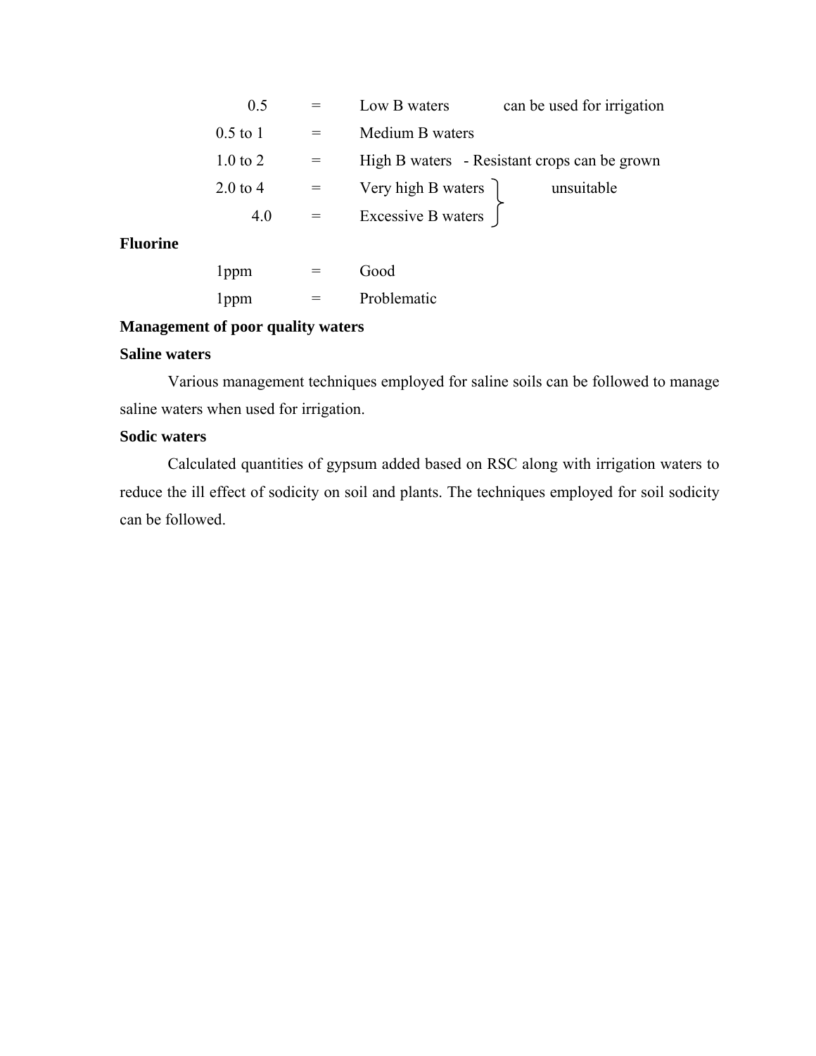| | | | |
|---|---|---|---|
| 0.5 | = | Low B waters | can be used for irrigation |
| 0.5 to 1 | = | Medium B waters | |
| 1.0 to 2 | = | High B waters - Resistant crops can be grown | |
| 2.0 to 4 | = | Very high B waters | unsuitable |
| 4.0 | = | Excessive B waters | |

**Fluorine**

| | | |
|---|---|---|
| 1ppm | = | Good |
| 1ppm | = | Problematic |

**Management of poor quality waters**

**Saline waters**

Various management techniques employed for saline soils can be followed to manage saline waters when used for irrigation.

**Sodic waters**

Calculated quantities of gypsum added based on RSC along with irrigation waters to reduce the ill effect of sodicity on soil and plants. The techniques employed for soil sodicity can be followed.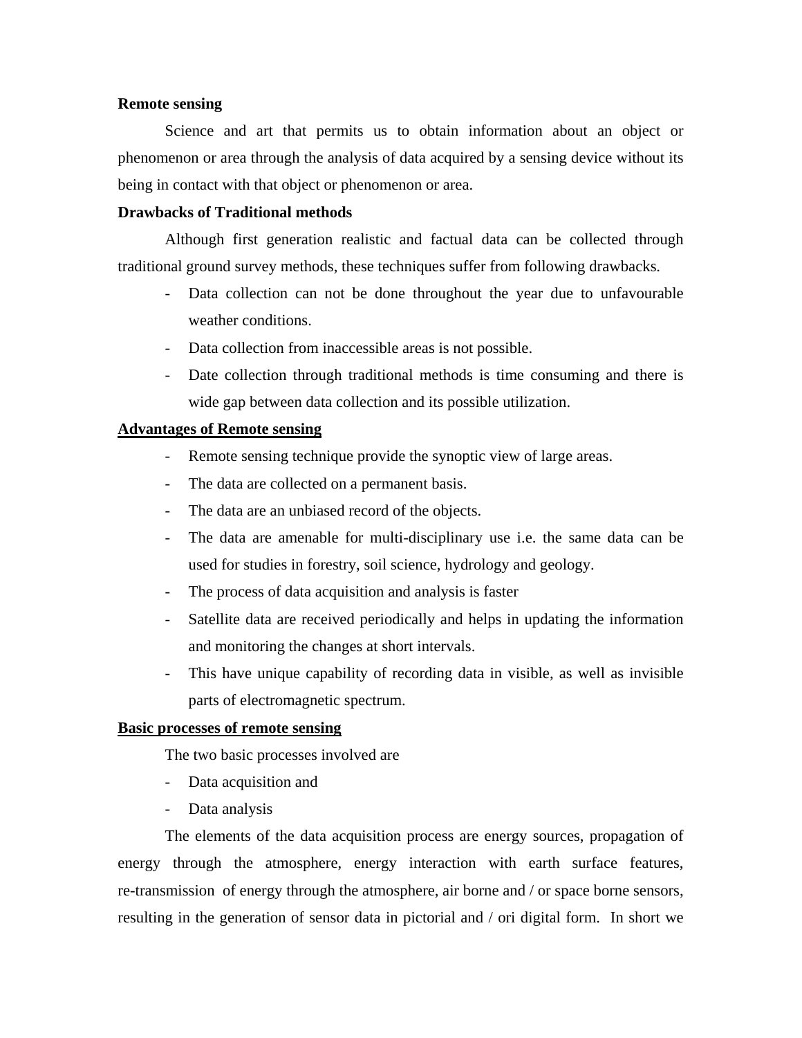**Remote sensing**

Science and art that permits us to obtain information about an object or phenomenon or area through the analysis of data acquired by a sensing device without its being in contact with that object or phenomenon or area.

**Drawbacks of Traditional methods**

Although first generation realistic and factual data can be collected through traditional ground survey methods, these techniques suffer from following drawbacks.

- Data collection can not be done throughout the year due to unfavourable weather conditions.
- Data collection from inaccessible areas is not possible.
- Date collection through traditional methods is time consuming and there is wide gap between data collection and its possible utilization.

**<u>Advantages of Remote sensing</u>**

- Remote sensing technique provide the synoptic view of large areas.
- The data are collected on a permanent basis.
- The data are an unbiased record of the objects.
- The data are amenable for multi-disciplinary use i.e. the same data can be used for studies in forestry, soil science, hydrology and geology.
- The process of data acquisition and analysis is faster
- Satellite data are received periodically and helps in updating the information and monitoring the changes at short intervals.
- This have unique capability of recording data in visible, as well as invisible parts of electromagnetic spectrum.

**<u>Basic processes of remote sensing</u>**

The two basic processes involved are

- Data acquisition and
- Data analysis

The elements of the data acquisition process are energy sources, propagation of energy through the atmosphere, energy interaction with earth surface features, re-transmission of energy through the atmosphere, air borne and / or space borne sensors, resulting in the generation of sensor data in pictorial and / ori digital form. In short we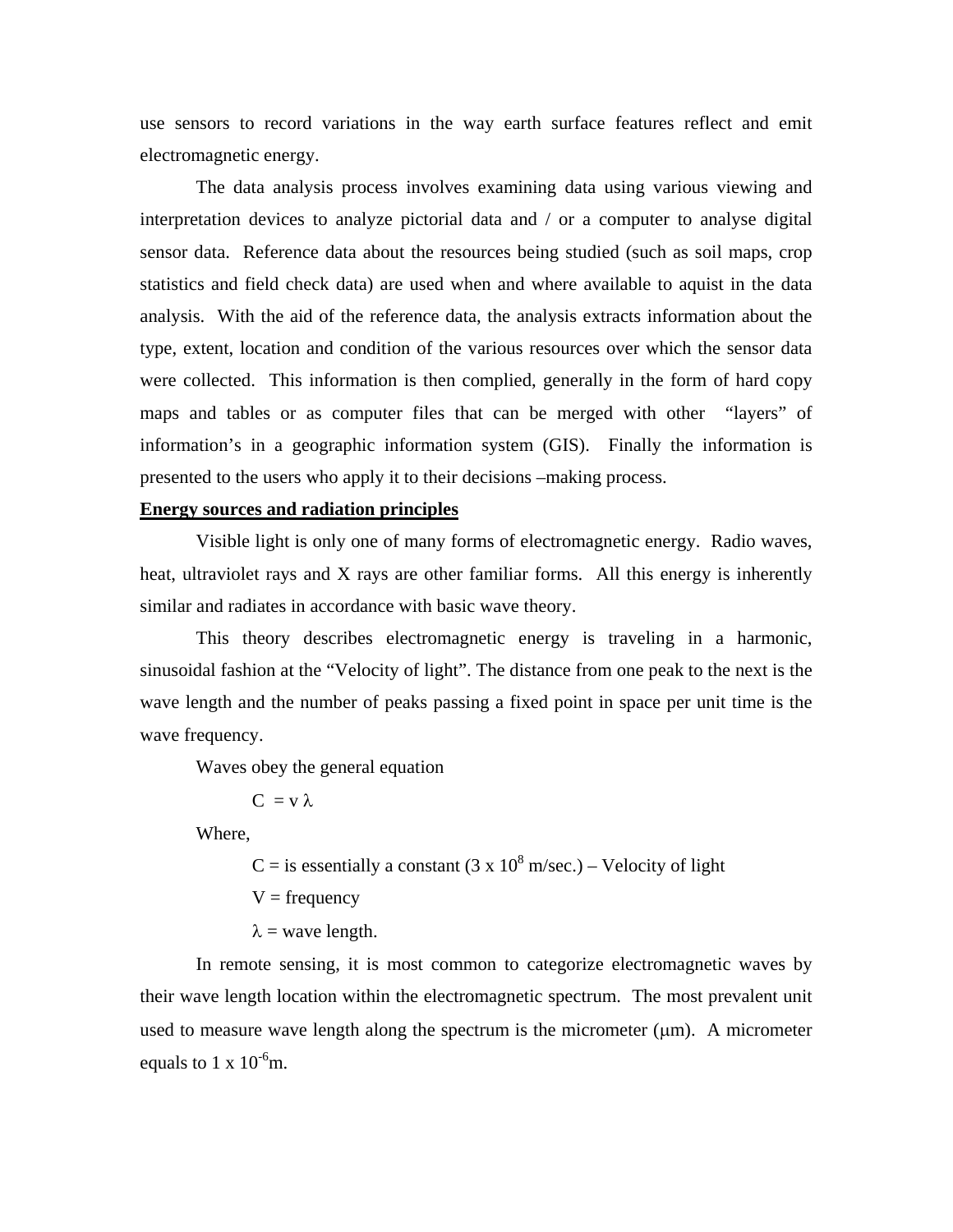use sensors to record variations in the way earth surface features reflect and emit electromagnetic energy.

The data analysis process involves examining data using various viewing and interpretation devices to analyze pictorial data and / or a computer to analyse digital sensor data. Reference data about the resources being studied (such as soil maps, crop statistics and field check data) are used when and where available to aquist in the data analysis. With the aid of the reference data, the analysis extracts information about the type, extent, location and condition of the various resources over which the sensor data were collected. This information is then complied, generally in the form of hard copy maps and tables or as computer files that can be merged with other "layers" of information's in a geographic information system (GIS). Finally the information is presented to the users who apply it to their decisions –making process.

**Energy sources and radiation principles**

Visible light is only one of many forms of electromagnetic energy. Radio waves, heat, ultraviolet rays and X rays are other familiar forms. All this energy is inherently similar and radiates in accordance with basic wave theory.

This theory describes electromagnetic energy is traveling in a harmonic, sinusoidal fashion at the "Velocity of light". The distance from one peak to the next is the wave length and the number of peaks passing a fixed point in space per unit time is the wave frequency.

Waves obey the general equation

$$C = v \lambda$$

Where,

C = is essentially a constant ($3 \times 10^8$ m/sec.) – Velocity of light

V = frequency

$\lambda$ = wave length.

In remote sensing, it is most common to categorize electromagnetic waves by their wave length location within the electromagnetic spectrum. The most prevalent unit used to measure wave length along the spectrum is the micrometer ($\mu$m). A micrometer equals to $1 \times 10^{-6}$m.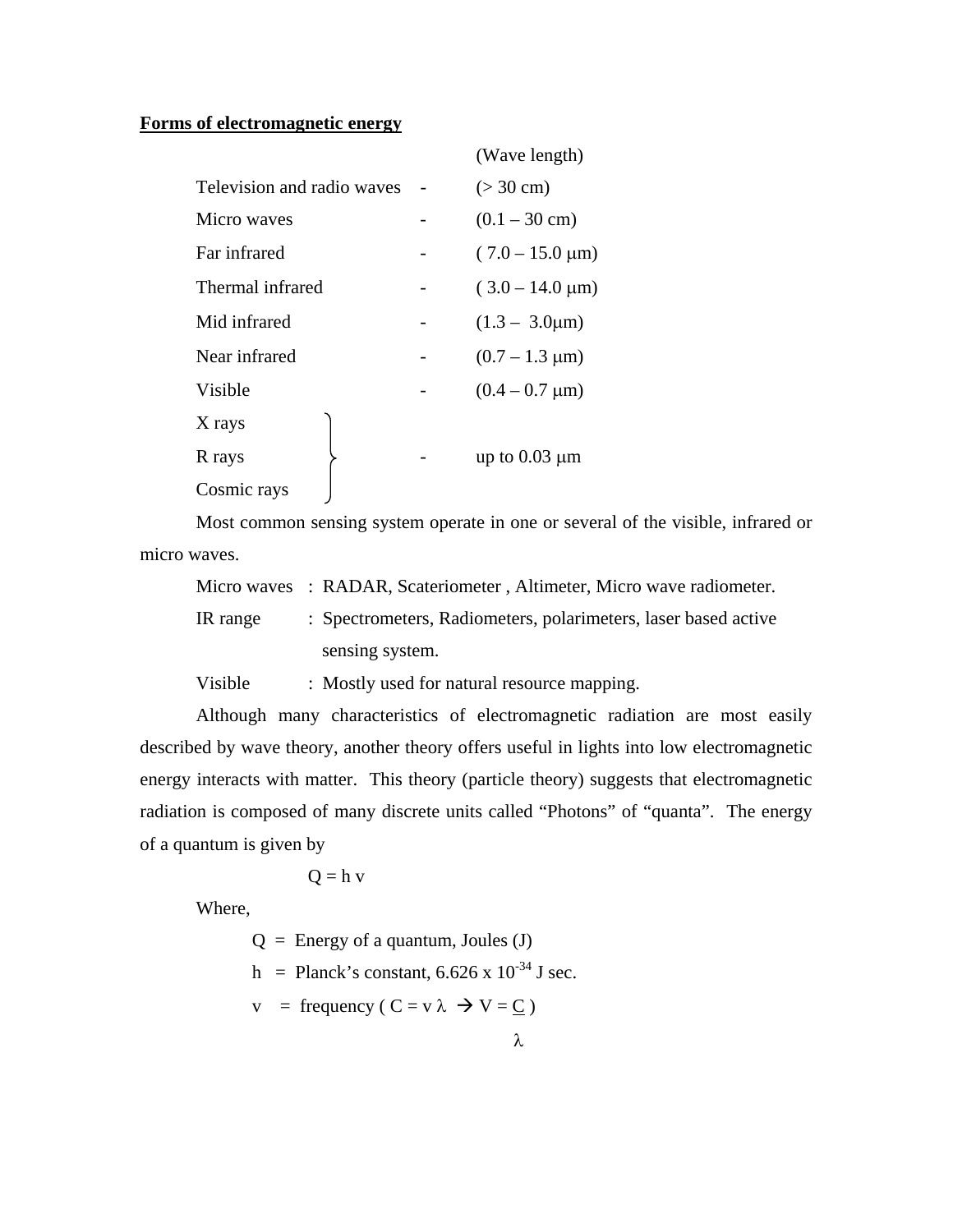**Forms of electromagnetic energy**

| | | (Wave length) |
|---|---|---|
| Television and radio waves | - | (> 30 cm) |
| Micro waves | - | (0.1 – 30 cm) |
| Far infrared | - | ( 7.0 – 15.0 μm) |
| Thermal infrared | - | ( 3.0 – 14.0 μm) |
| Mid infrared | - | (1.3 – 3.0μm) |
| Near infrared | - | (0.7 – 1.3 μm) |
| Visible | - | (0.4 – 0.7 μm) |
| X rays, R rays, Cosmic rays | - | up to 0.03 μm |

Most common sensing system operate in one or several of the visible, infrared or micro waves.

Micro waves : RADAR, Scateriometer , Altimeter, Micro wave radiometer.

IR range : Spectrometers, Radiometers, polarimeters, laser based active sensing system.

Visible : Mostly used for natural resource mapping.

Although many characteristics of electromagnetic radiation are most easily described by wave theory, another theory offers useful in lights into low electromagnetic energy interacts with matter. This theory (particle theory) suggests that electromagnetic radiation is composed of many discrete units called "Photons" of "quanta". The energy of a quantum is given by

$$Q = h\,v$$

Where,

Q = Energy of a quantum, Joules (J)

h = Planck's constant, $6.626 \times 10^{-34}$ J sec.

v = frequency ( $C = v\lambda \rightarrow V = \frac{C}{\lambda}$ )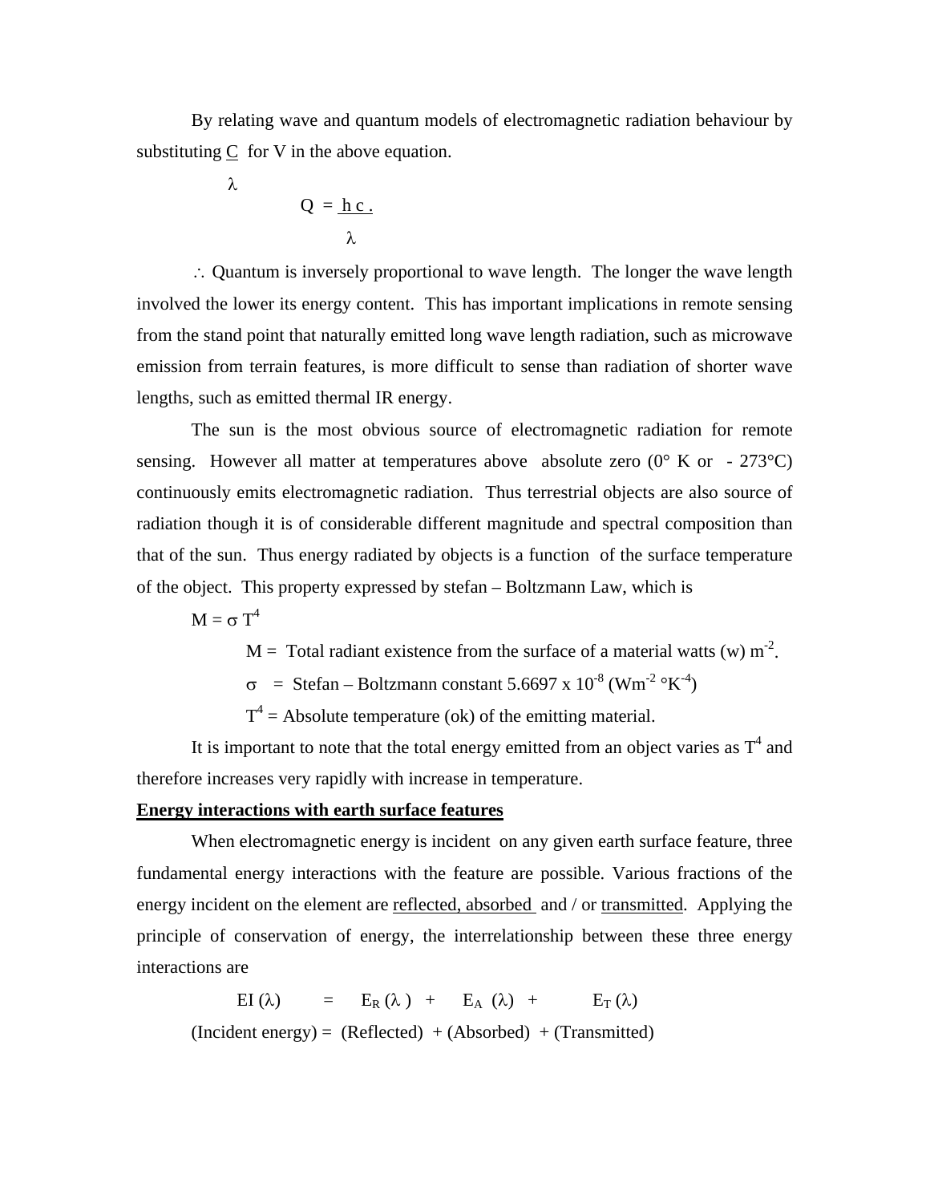By relating wave and quantum models of electromagnetic radiation behaviour by substituting $\frac{C}{\lambda}$ for V in the above equation.

$$Q = \frac{h\,c}{\lambda}$$

$\therefore$ Quantum is inversely proportional to wave length. The longer the wave length involved the lower its energy content. This has important implications in remote sensing from the stand point that naturally emitted long wave length radiation, such as microwave emission from terrain features, is more difficult to sense than radiation of shorter wave lengths, such as emitted thermal IR energy.

The sun is the most obvious source of electromagnetic radiation for remote sensing. However all matter at temperatures above absolute zero (0° K or - 273°C) continuously emits electromagnetic radiation. Thus terrestrial objects are also source of radiation though it is of considerable different magnitude and spectral composition than that of the sun. Thus energy radiated by objects is a function of the surface temperature of the object. This property expressed by stefan – Boltzmann Law, which is

$$M = \sigma T^4$$

M = Total radiant existence from the surface of a material watts (w) $m^{-2}$.

$\sigma$ = Stefan – Boltzmann constant $5.6697 \times 10^{-8}$ ($Wm^{-2}$ °$K^{-4}$)

$T^4$ = Absolute temperature (ok) of the emitting material.

It is important to note that the total energy emitted from an object varies as $T^4$ and therefore increases very rapidly with increase in temperature.

**Energy interactions with earth surface features**

When electromagnetic energy is incident on any given earth surface feature, three fundamental energy interactions with the feature are possible. Various fractions of the energy incident on the element are reflected, absorbed and / or transmitted. Applying the principle of conservation of energy, the interrelationship between these three energy interactions are

$$EI(\lambda) = E_R(\lambda) + E_A(\lambda) + E_T(\lambda)$$

(Incident energy) = (Reflected) + (Absorbed) + (Transmitted)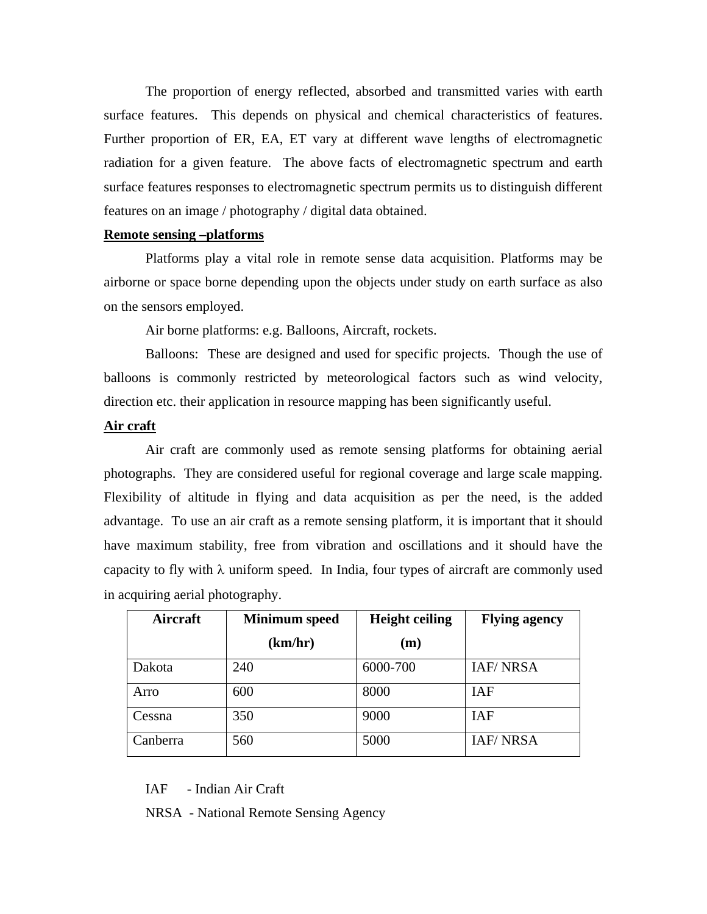The proportion of energy reflected, absorbed and transmitted varies with earth surface features. This depends on physical and chemical characteristics of features. Further proportion of ER, EA, ET vary at different wave lengths of electromagnetic radiation for a given feature. The above facts of electromagnetic spectrum and earth surface features responses to electromagnetic spectrum permits us to distinguish different features on an image / photography / digital data obtained.

**Remote sensing –platforms**

Platforms play a vital role in remote sense data acquisition. Platforms may be airborne or space borne depending upon the objects under study on earth surface as also on the sensors employed.

Air borne platforms: e.g. Balloons, Aircraft, rockets.

Balloons: These are designed and used for specific projects. Though the use of balloons is commonly restricted by meteorological factors such as wind velocity, direction etc. their application in resource mapping has been significantly useful.

**Air craft**

Air craft are commonly used as remote sensing platforms for obtaining aerial photographs. They are considered useful for regional coverage and large scale mapping. Flexibility of altitude in flying and data acquisition as per the need, is the added advantage. To use an air craft as a remote sensing platform, it is important that it should have maximum stability, free from vibration and oscillations and it should have the capacity to fly with $\lambda$ uniform speed. In India, four types of aircraft are commonly used in acquiring aerial photography.

| Aircraft | Minimum speed (km/hr) | Height ceiling (m) | Flying agency |
|---|---|---|---|
| Dakota | 240 | 6000-700 | IAF/ NRSA |
| Arro | 600 | 8000 | IAF |
| Cessna | 350 | 9000 | IAF |
| Canberra | 560 | 5000 | IAF/ NRSA |

IAF - Indian Air Craft

NRSA - National Remote Sensing Agency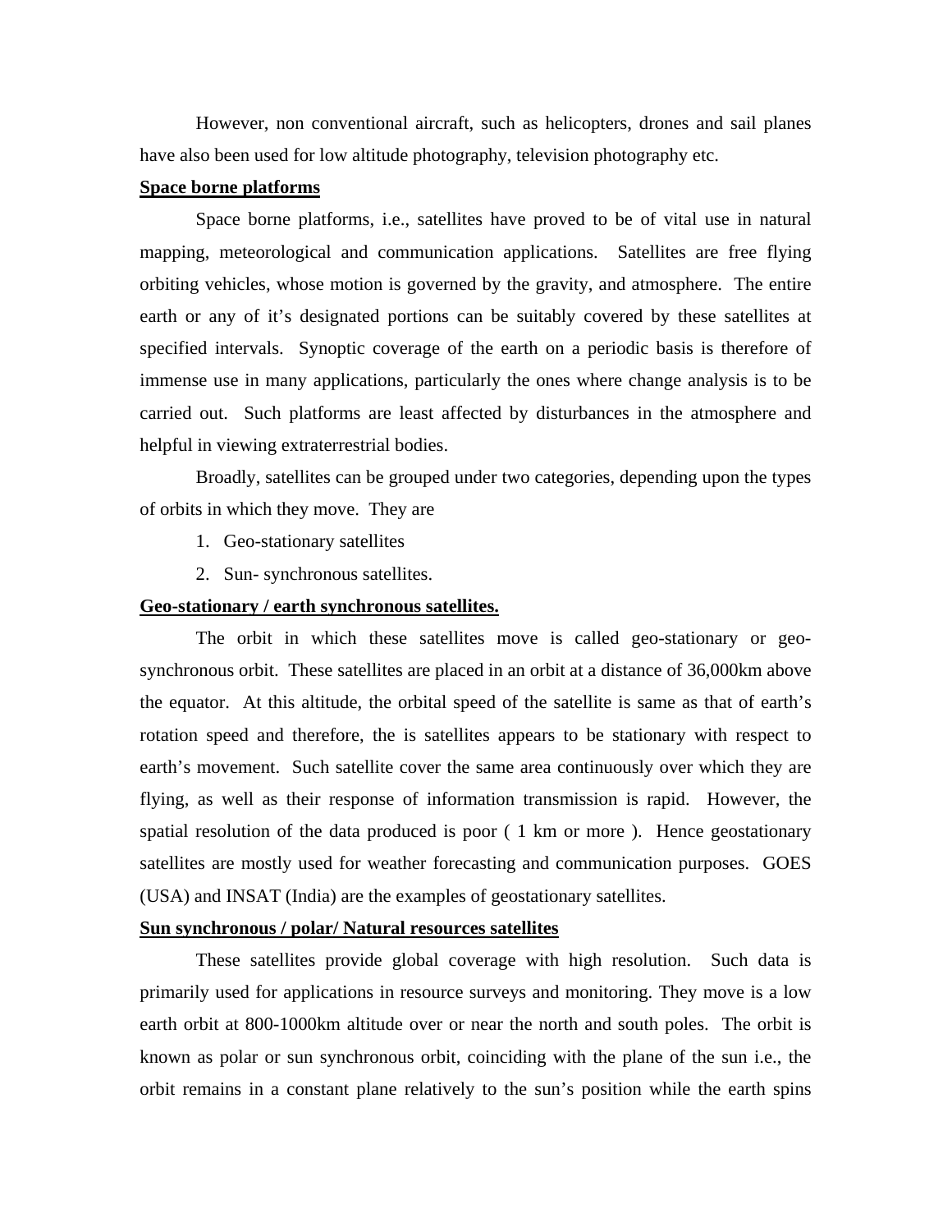However, non conventional aircraft, such as helicopters, drones and sail planes have also been used for low altitude photography, television photography etc.

**Space borne platforms**

Space borne platforms, i.e., satellites have proved to be of vital use in natural mapping, meteorological and communication applications. Satellites are free flying orbiting vehicles, whose motion is governed by the gravity, and atmosphere. The entire earth or any of it's designated portions can be suitably covered by these satellites at specified intervals. Synoptic coverage of the earth on a periodic basis is therefore of immense use in many applications, particularly the ones where change analysis is to be carried out. Such platforms are least affected by disturbances in the atmosphere and helpful in viewing extraterrestrial bodies.

Broadly, satellites can be grouped under two categories, depending upon the types of orbits in which they move. They are

1. Geo-stationary satellites
2. Sun- synchronous satellites.

**Geo-stationary / earth synchronous satellites.**

The orbit in which these satellites move is called geo-stationary or geo-synchronous orbit. These satellites are placed in an orbit at a distance of 36,000km above the equator. At this altitude, the orbital speed of the satellite is same as that of earth's rotation speed and therefore, the is satellites appears to be stationary with respect to earth's movement. Such satellite cover the same area continuously over which they are flying, as well as their response of information transmission is rapid. However, the spatial resolution of the data produced is poor ( 1 km or more ). Hence geostationary satellites are mostly used for weather forecasting and communication purposes. GOES (USA) and INSAT (India) are the examples of geostationary satellites.

**Sun synchronous / polar/ Natural resources satellites**

These satellites provide global coverage with high resolution. Such data is primarily used for applications in resource surveys and monitoring. They move is a low earth orbit at 800-1000km altitude over or near the north and south poles. The orbit is known as polar or sun synchronous orbit, coinciding with the plane of the sun i.e., the orbit remains in a constant plane relatively to the sun's position while the earth spins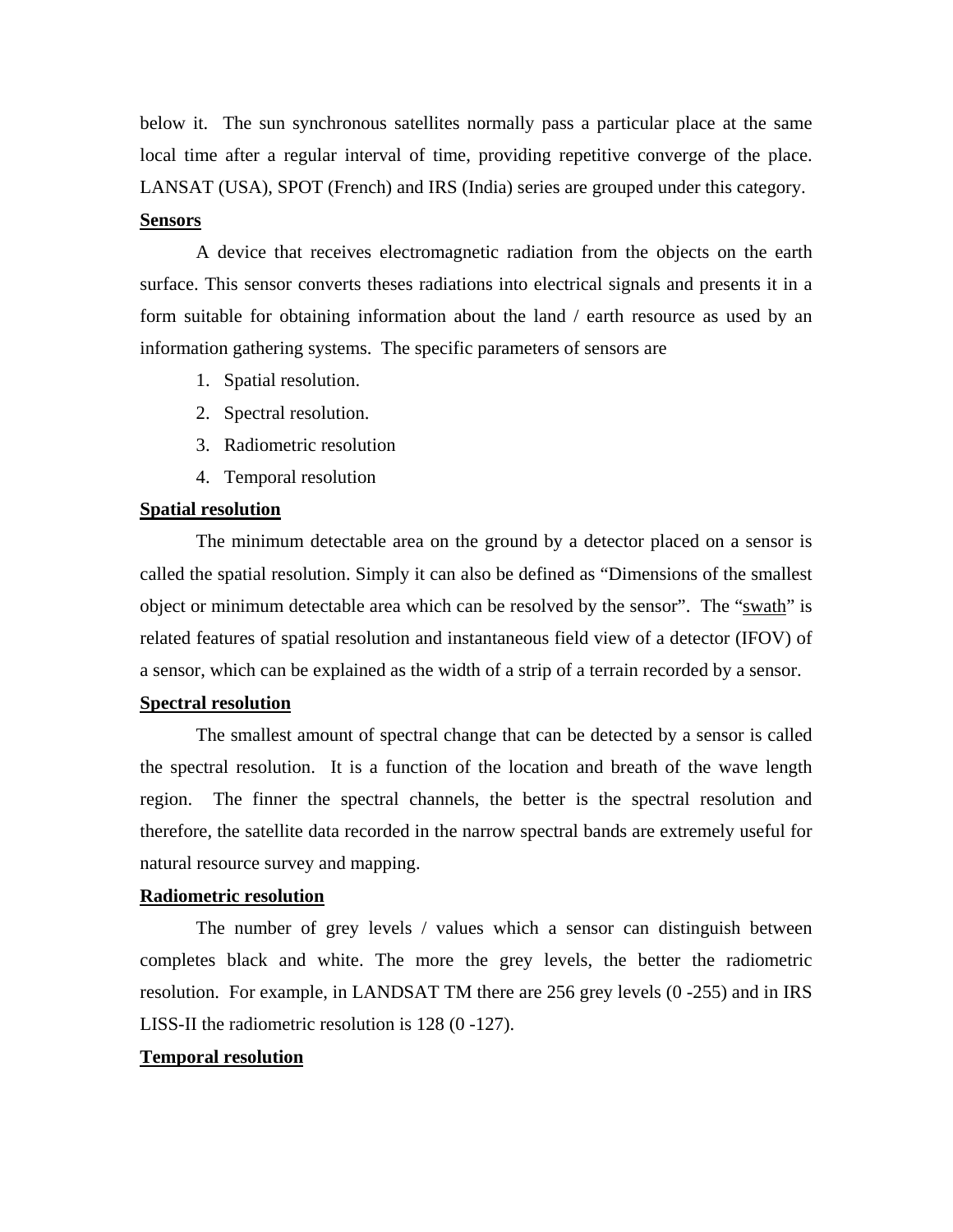below it. The sun synchronous satellites normally pass a particular place at the same local time after a regular interval of time, providing repetitive converge of the place. LANSAT (USA), SPOT (French) and IRS (India) series are grouped under this category.

**<u>Sensors</u>**

A device that receives electromagnetic radiation from the objects on the earth surface. This sensor converts theses radiations into electrical signals and presents it in a form suitable for obtaining information about the land / earth resource as used by an information gathering systems. The specific parameters of sensors are

1. Spatial resolution.
2. Spectral resolution.
3. Radiometric resolution
4. Temporal resolution

**<u>Spatial resolution</u>**

The minimum detectable area on the ground by a detector placed on a sensor is called the spatial resolution. Simply it can also be defined as "Dimensions of the smallest object or minimum detectable area which can be resolved by the sensor". The "<u>swath</u>" is related features of spatial resolution and instantaneous field view of a detector (IFOV) of a sensor, which can be explained as the width of a strip of a terrain recorded by a sensor.

**<u>Spectral resolution</u>**

The smallest amount of spectral change that can be detected by a sensor is called the spectral resolution. It is a function of the location and breath of the wave length region. The finner the spectral channels, the better is the spectral resolution and therefore, the satellite data recorded in the narrow spectral bands are extremely useful for natural resource survey and mapping.

**<u>Radiometric resolution</u>**

The number of grey levels / values which a sensor can distinguish between completes black and white. The more the grey levels, the better the radiometric resolution. For example, in LANDSAT TM there are 256 grey levels (0 -255) and in IRS LISS-II the radiometric resolution is 128 (0 -127).

**<u>Temporal resolution</u>**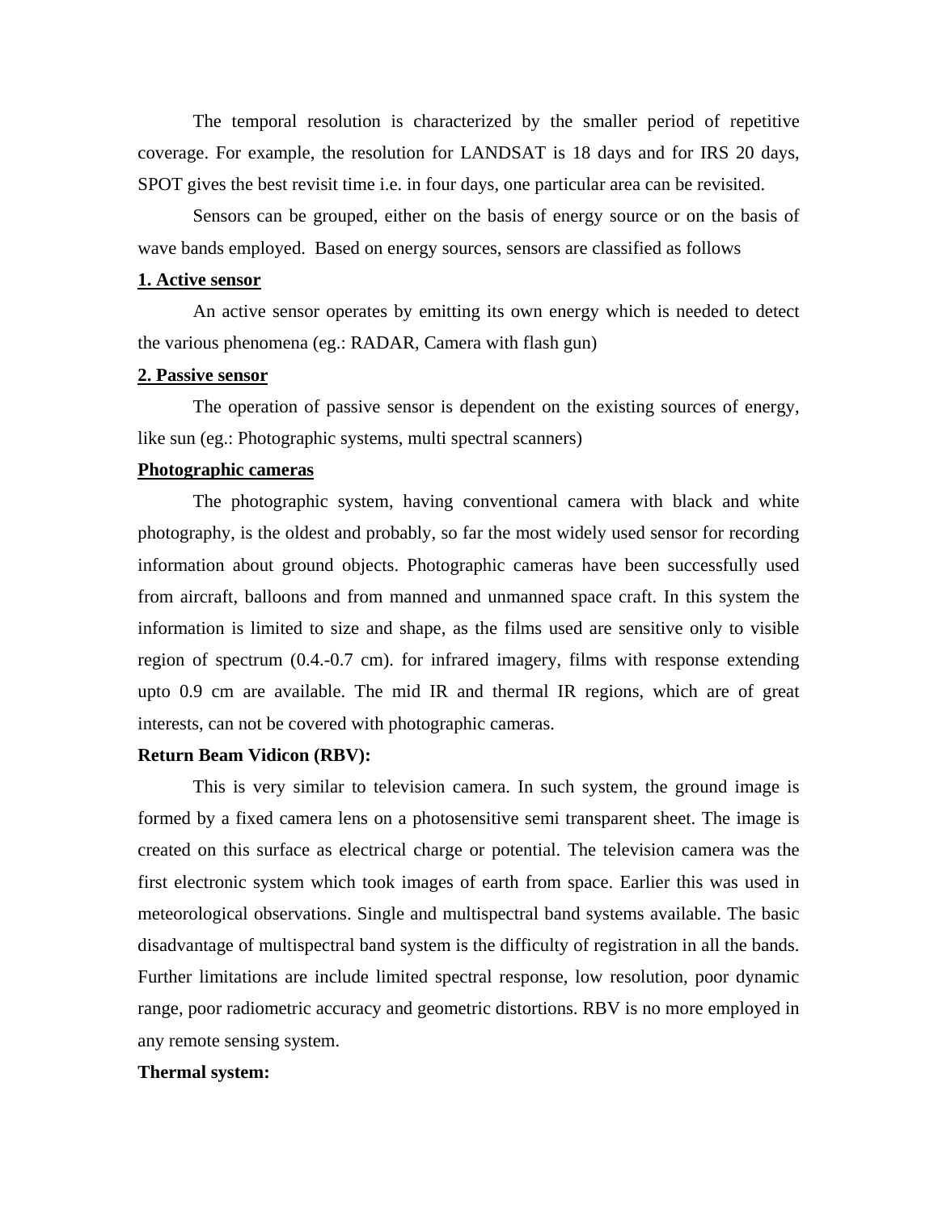The temporal resolution is characterized by the smaller period of repetitive coverage. For example, the resolution for LANDSAT is 18 days and for IRS 20 days, SPOT gives the best revisit time i.e. in four days, one particular area can be revisited.

Sensors can be grouped, either on the basis of energy source or on the basis of wave bands employed. Based on energy sources, sensors are classified as follows

**<u>1. Active sensor</u>**

An active sensor operates by emitting its own energy which is needed to detect the various phenomena (eg.: RADAR, Camera with flash gun)

**<u>2. Passive sensor</u>**

The operation of passive sensor is dependent on the existing sources of energy, like sun (eg.: Photographic systems, multi spectral scanners)

**<u>Photographic cameras</u>**

The photographic system, having conventional camera with black and white photography, is the oldest and probably, so far the most widely used sensor for recording information about ground objects. Photographic cameras have been successfully used from aircraft, balloons and from manned and unmanned space craft. In this system the information is limited to size and shape, as the films used are sensitive only to visible region of spectrum (0.4.-0.7 cm). for infrared imagery, films with response extending upto 0.9 cm are available. The mid IR and thermal IR regions, which are of great interests, can not be covered with photographic cameras.

**Return Beam Vidicon (RBV):**

This is very similar to television camera. In such system, the ground image is formed by a fixed camera lens on a photosensitive semi transparent sheet. The image is created on this surface as electrical charge or potential. The television camera was the first electronic system which took images of earth from space. Earlier this was used in meteorological observations. Single and multispectral band systems available. The basic disadvantage of multispectral band system is the difficulty of registration in all the bands. Further limitations are include limited spectral response, low resolution, poor dynamic range, poor radiometric accuracy and geometric distortions. RBV is no more employed in any remote sensing system.

**Thermal system:**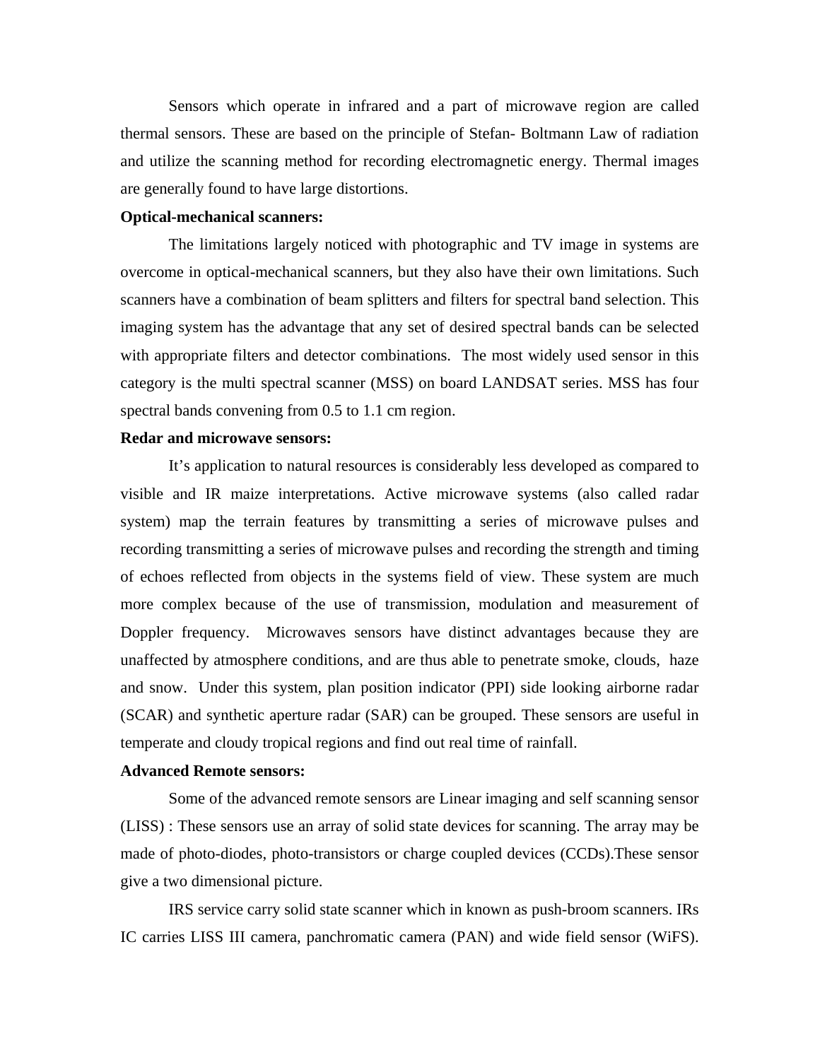Sensors which operate in infrared and a part of microwave region are called thermal sensors. These are based on the principle of Stefan- Boltmann Law of radiation and utilize the scanning method for recording electromagnetic energy. Thermal images are generally found to have large distortions.

**Optical-mechanical scanners:**

The limitations largely noticed with photographic and TV image in systems are overcome in optical-mechanical scanners, but they also have their own limitations. Such scanners have a combination of beam splitters and filters for spectral band selection. This imaging system has the advantage that any set of desired spectral bands can be selected with appropriate filters and detector combinations. The most widely used sensor in this category is the multi spectral scanner (MSS) on board LANDSAT series. MSS has four spectral bands convening from 0.5 to 1.1 cm region.

**Redar and microwave sensors:**

It's application to natural resources is considerably less developed as compared to visible and IR maize interpretations. Active microwave systems (also called radar system) map the terrain features by transmitting a series of microwave pulses and recording transmitting a series of microwave pulses and recording the strength and timing of echoes reflected from objects in the systems field of view. These system are much more complex because of the use of transmission, modulation and measurement of Doppler frequency. Microwaves sensors have distinct advantages because they are unaffected by atmosphere conditions, and are thus able to penetrate smoke, clouds, haze and snow. Under this system, plan position indicator (PPI) side looking airborne radar (SCAR) and synthetic aperture radar (SAR) can be grouped. These sensors are useful in temperate and cloudy tropical regions and find out real time of rainfall.

**Advanced Remote sensors:**

Some of the advanced remote sensors are Linear imaging and self scanning sensor (LISS) : These sensors use an array of solid state devices for scanning. The array may be made of photo-diodes, photo-transistors or charge coupled devices (CCDs).These sensor give a two dimensional picture.

IRS service carry solid state scanner which in known as push-broom scanners. IRs IC carries LISS III camera, panchromatic camera (PAN) and wide field sensor (WiFS).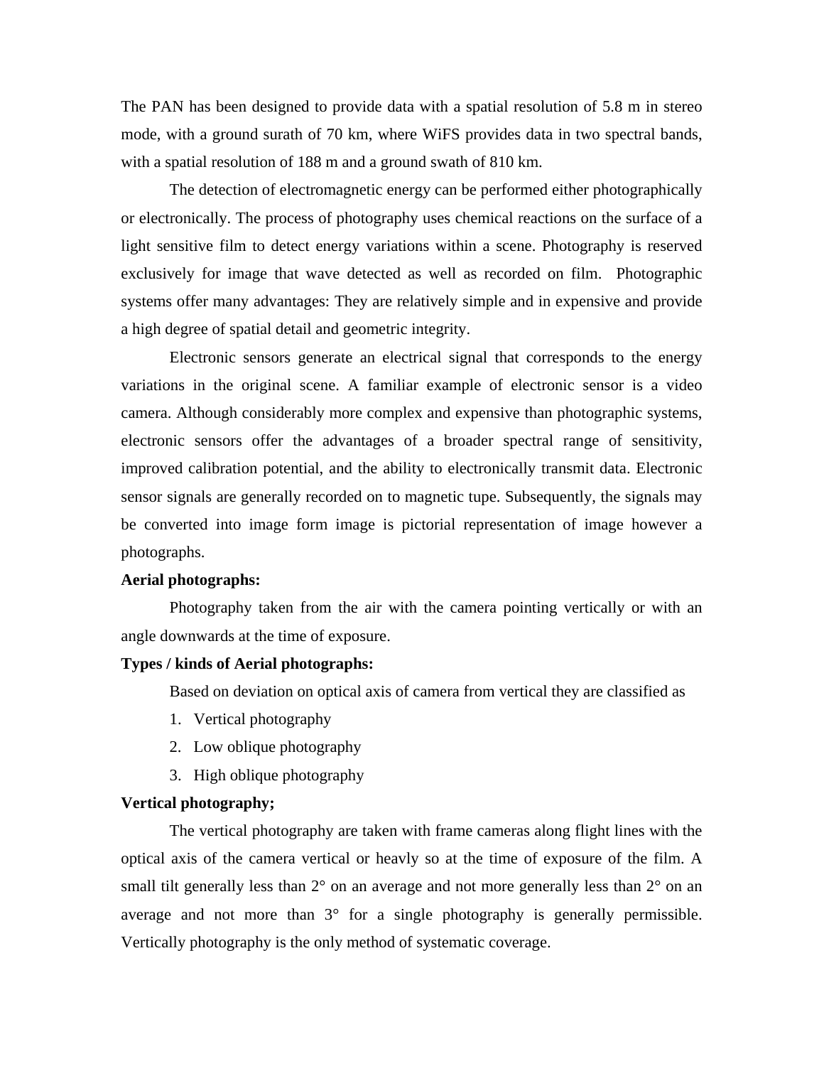The PAN has been designed to provide data with a spatial resolution of 5.8 m in stereo mode, with a ground surath of 70 km, where WiFS provides data in two spectral bands, with a spatial resolution of 188 m and a ground swath of 810 km.

The detection of electromagnetic energy can be performed either photographically or electronically. The process of photography uses chemical reactions on the surface of a light sensitive film to detect energy variations within a scene. Photography is reserved exclusively for image that wave detected as well as recorded on film. Photographic systems offer many advantages: They are relatively simple and in expensive and provide a high degree of spatial detail and geometric integrity.

Electronic sensors generate an electrical signal that corresponds to the energy variations in the original scene. A familiar example of electronic sensor is a video camera. Although considerably more complex and expensive than photographic systems, electronic sensors offer the advantages of a broader spectral range of sensitivity, improved calibration potential, and the ability to electronically transmit data. Electronic sensor signals are generally recorded on to magnetic tupe. Subsequently, the signals may be converted into image form image is pictorial representation of image however a photographs.

**Aerial photographs:**

Photography taken from the air with the camera pointing vertically or with an angle downwards at the time of exposure.

**Types / kinds of Aerial photographs:**

Based on deviation on optical axis of camera from vertical they are classified as

1. Vertical photography
2. Low oblique photography
3. High oblique photography

**Vertical photography;**

The vertical photography are taken with frame cameras along flight lines with the optical axis of the camera vertical or heavly so at the time of exposure of the film. A small tilt generally less than 2° on an average and not more generally less than 2° on an average and not more than 3° for a single photography is generally permissible. Vertically photography is the only method of systematic coverage.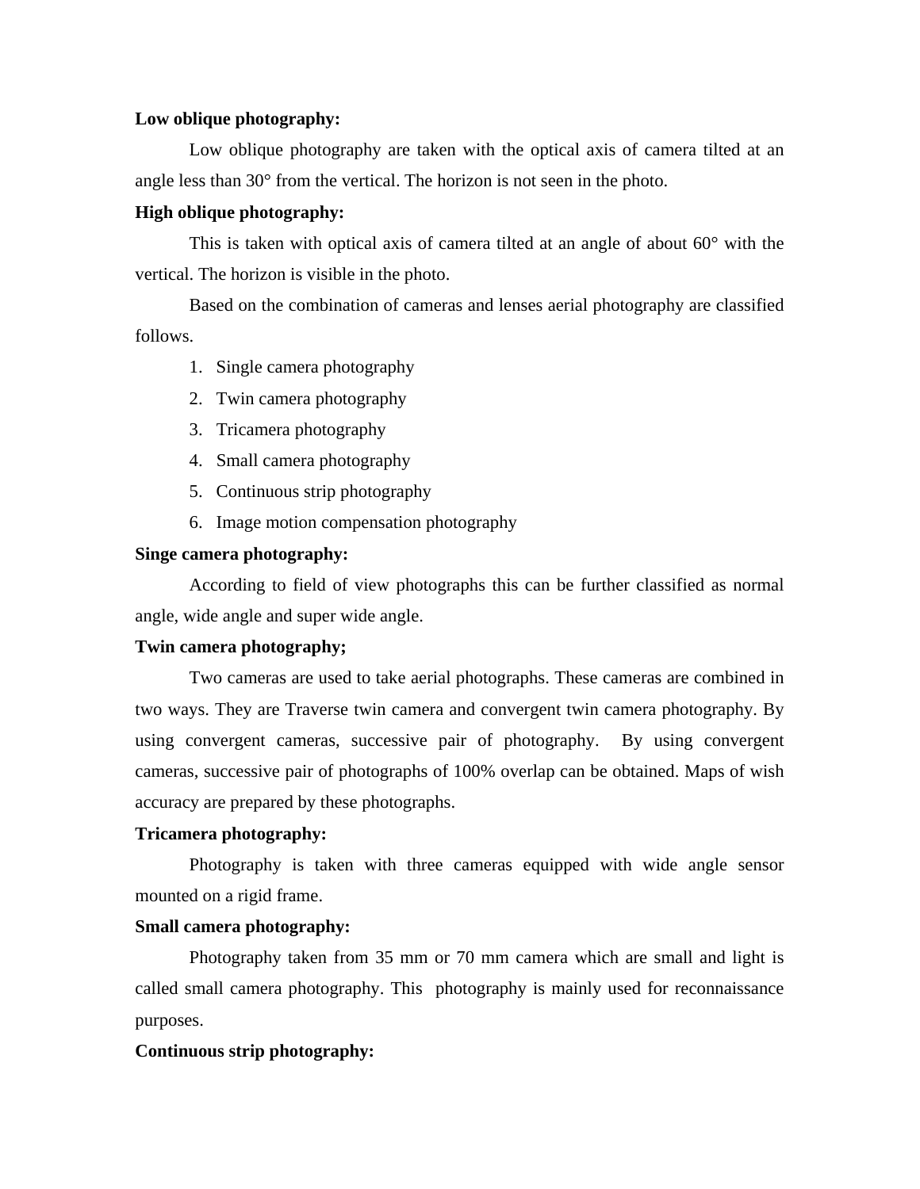**Low oblique photography:**

Low oblique photography are taken with the optical axis of camera tilted at an angle less than 30° from the vertical. The horizon is not seen in the photo.

**High oblique photography:**

This is taken with optical axis of camera tilted at an angle of about 60° with the vertical. The horizon is visible in the photo.

Based on the combination of cameras and lenses aerial photography are classified follows.

1. Single camera photography
2. Twin camera photography
3. Tricamera photography
4. Small camera photography
5. Continuous strip photography
6. Image motion compensation photography

**Singe camera photography:**

According to field of view photographs this can be further classified as normal angle, wide angle and super wide angle.

**Twin camera photography;**

Two cameras are used to take aerial photographs. These cameras are combined in two ways. They are Traverse twin camera and convergent twin camera photography. By using convergent cameras, successive pair of photography. By using convergent cameras, successive pair of photographs of 100% overlap can be obtained. Maps of wish accuracy are prepared by these photographs.

**Tricamera photography:**

Photography is taken with three cameras equipped with wide angle sensor mounted on a rigid frame.

**Small camera photography:**

Photography taken from 35 mm or 70 mm camera which are small and light is called small camera photography. This photography is mainly used for reconnaissance purposes.

**Continuous strip photography:**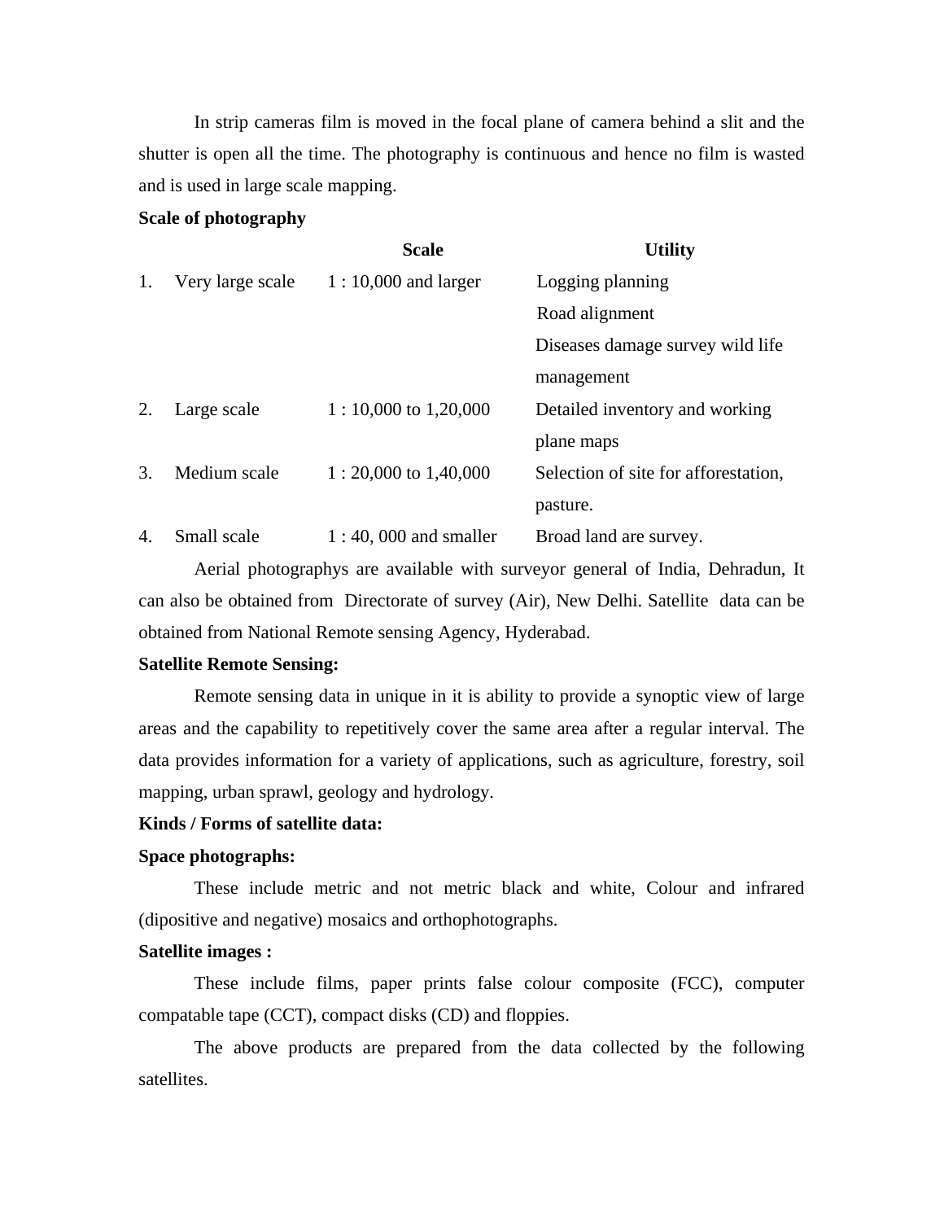In strip cameras film is moved in the focal plane of camera behind a slit and the shutter is open all the time. The photography is continuous and hence no film is wasted and is used in large scale mapping.

**Scale of photography**

| | | Scale | Utility |
|---|---|---|---|
| 1. | Very large scale | 1 : 10,000 and larger | Logging planning<br>Road alignment<br>Diseases damage survey wild life management |
| 2. | Large scale | 1 : 10,000 to 1,20,000 | Detailed inventory and working plane maps |
| 3. | Medium scale | 1 : 20,000 to 1,40,000 | Selection of site for afforestation, pasture. |
| 4. | Small scale | 1 : 40, 000 and smaller | Broad land are survey. |

Aerial photographys are available with surveyor general of India, Dehradun, It can also be obtained from Directorate of survey (Air), New Delhi. Satellite data can be obtained from National Remote sensing Agency, Hyderabad.

**Satellite Remote Sensing:**

Remote sensing data in unique in it is ability to provide a synoptic view of large areas and the capability to repetitively cover the same area after a regular interval. The data provides information for a variety of applications, such as agriculture, forestry, soil mapping, urban sprawl, geology and hydrology.

**Kinds / Forms of satellite data:**

**Space photographs:**

These include metric and not metric black and white, Colour and infrared (dipositive and negative) mosaics and orthophotographs.

**Satellite images :**

These include films, paper prints false colour composite (FCC), computer compatable tape (CCT), compact disks (CD) and floppies.

The above products are prepared from the data collected by the following satellites.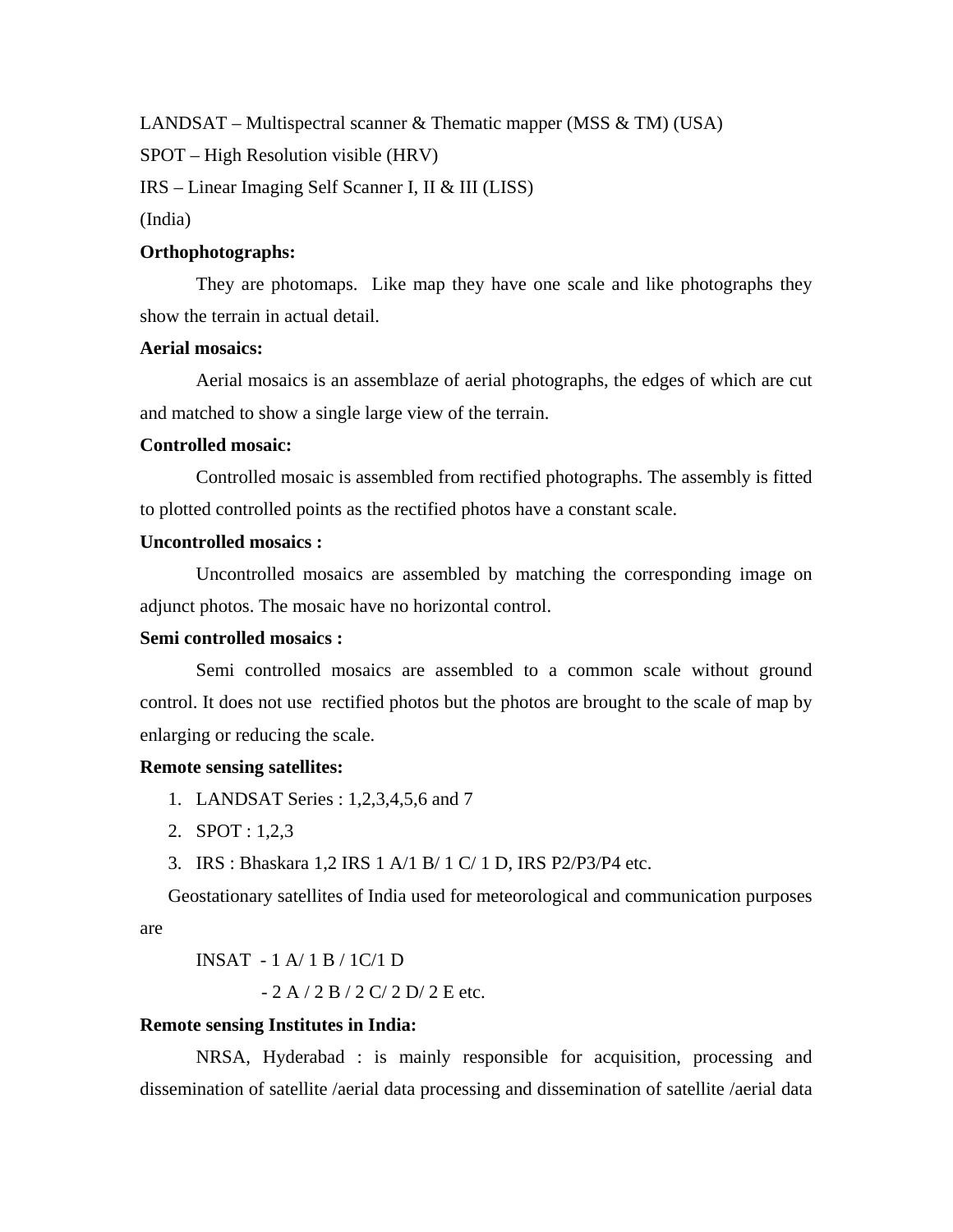LANDSAT – Multispectral scanner & Thematic mapper (MSS & TM) (USA)

SPOT – High Resolution visible (HRV)

IRS – Linear Imaging Self Scanner I, II & III (LISS)

(India)

**Orthophotographs:**

They are photomaps. Like map they have one scale and like photographs they show the terrain in actual detail.

**Aerial mosaics:**

Aerial mosaics is an assemblaze of aerial photographs, the edges of which are cut and matched to show a single large view of the terrain.

**Controlled mosaic:**

Controlled mosaic is assembled from rectified photographs. The assembly is fitted to plotted controlled points as the rectified photos have a constant scale.

**Uncontrolled mosaics :**

Uncontrolled mosaics are assembled by matching the corresponding image on adjunct photos. The mosaic have no horizontal control.

**Semi controlled mosaics :**

Semi controlled mosaics are assembled to a common scale without ground control. It does not use rectified photos but the photos are brought to the scale of map by enlarging or reducing the scale.

**Remote sensing satellites:**

1. LANDSAT Series : 1,2,3,4,5,6 and 7
2. SPOT : 1,2,3
3. IRS : Bhaskara 1,2 IRS 1 A/1 B/ 1 C/ 1 D, IRS P2/P3/P4 etc.

Geostationary satellites of India used for meteorological and communication purposes are

INSAT - 1 A/ 1 B / 1C/1 D

- 2 A / 2 B / 2 C/ 2 D/ 2 E etc.

**Remote sensing Institutes in India:**

NRSA, Hyderabad : is mainly responsible for acquisition, processing and dissemination of satellite /aerial data processing and dissemination of satellite /aerial data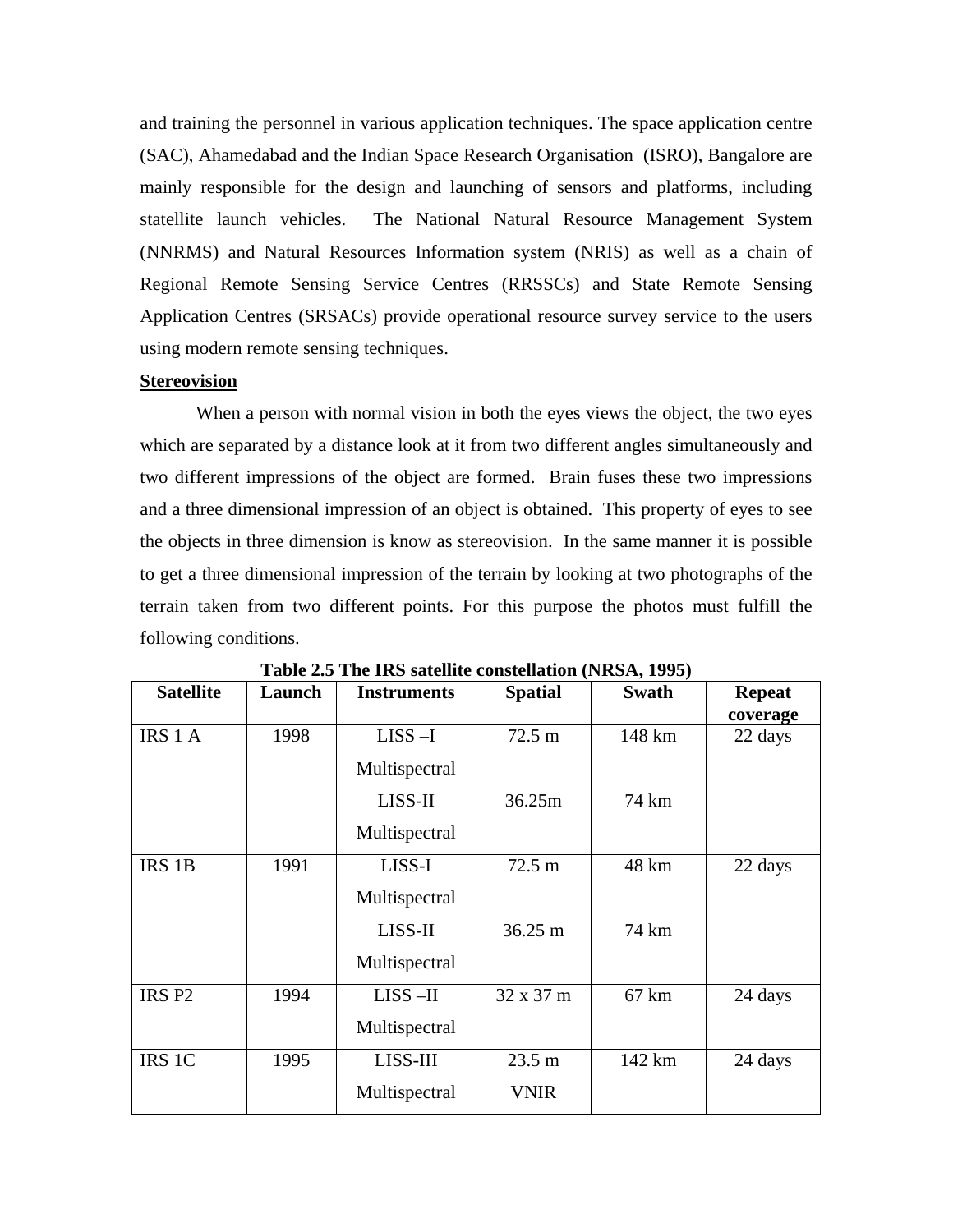and training the personnel in various application techniques. The space application centre (SAC), Ahamedabad and the Indian Space Research Organisation (ISRO), Bangalore are mainly responsible for the design and launching of sensors and platforms, including statellite launch vehicles. The National Natural Resource Management System (NNRMS) and Natural Resources Information system (NRIS) as well as a chain of Regional Remote Sensing Service Centres (RRSSCs) and State Remote Sensing Application Centres (SRSACs) provide operational resource survey service to the users using modern remote sensing techniques.

**Stereovision**

When a person with normal vision in both the eyes views the object, the two eyes which are separated by a distance look at it from two different angles simultaneously and two different impressions of the object are formed. Brain fuses these two impressions and a three dimensional impression of an object is obtained. This property of eyes to see the objects in three dimension is know as stereovision. In the same manner it is possible to get a three dimensional impression of the terrain by looking at two photographs of the terrain taken from two different points. For this purpose the photos must fulfill the following conditions.

**Table 2.5 The IRS satellite constellation (NRSA, 1995)**

| Satellite | Launch | Instruments | Spatial | Swath | Repeat coverage |
|---|---|---|---|---|---|
| IRS 1 A | 1998 | LISS –I Multispectral<br>LISS-II Multispectral | 72.5 m<br>36.25m | 148 km<br>74 km | 22 days |
| IRS 1B | 1991 | LISS-I Multispectral<br>LISS-II Multispectral | 72.5 m<br>36.25 m | 48 km<br>74 km | 22 days |
| IRS P2 | 1994 | LISS –II Multispectral | 32 x 37 m | 67 km | 24 days |
| IRS 1C | 1995 | LISS-III Multispectral | 23.5 m VNIR | 142 km | 24 days |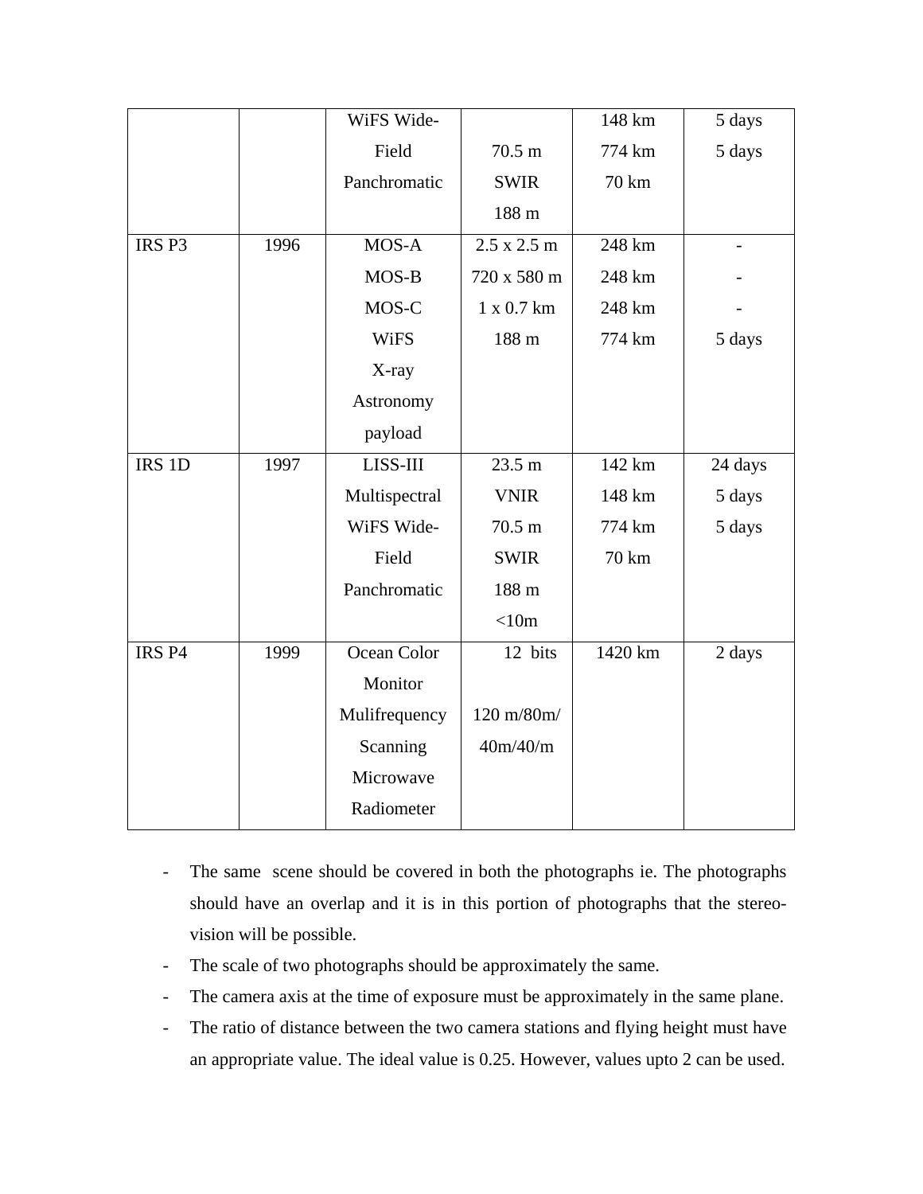|  |  | WiFS Wide-<br>Field<br>Panchromatic | <br>70.5 m<br>SWIR<br>188 m | 148 km<br>774 km<br>70 km | 5 days<br>5 days |
|---|---|---|---|---|---|
| IRS P3 | 1996 | MOS-A<br>MOS-B<br>MOS-C<br>WiFS<br>X-ray<br>Astronomy<br>payload | 2.5 x 2.5 m<br>720 x 580 m<br>1 x 0.7 km<br>188 m | 248 km<br>248 km<br>248 km<br>774 km | -<br>-<br>-<br>5 days |
| IRS 1D | 1997 | LISS-III<br>Multispectral<br>WiFS Wide-<br>Field<br>Panchromatic | 23.5 m<br>VNIR<br>70.5 m<br>SWIR<br>188 m<br><10m | 142 km<br>148 km<br>774 km<br>70 km | 24 days<br>5 days<br>5 days |
| IRS P4 | 1999 | Ocean Color<br>Monitor<br>Mulifrequency<br>Scanning<br>Microwave<br>Radiometer | 12 bits<br><br>120 m/80m/<br>40m/40/m | 1420 km | 2 days |

- The same scene should be covered in both the photographs ie. The photographs should have an overlap and it is in this portion of photographs that the stereo-vision will be possible.
- The scale of two photographs should be approximately the same.
- The camera axis at the time of exposure must be approximately in the same plane.
- The ratio of distance between the two camera stations and flying height must have an appropriate value. The ideal value is 0.25. However, values upto 2 can be used.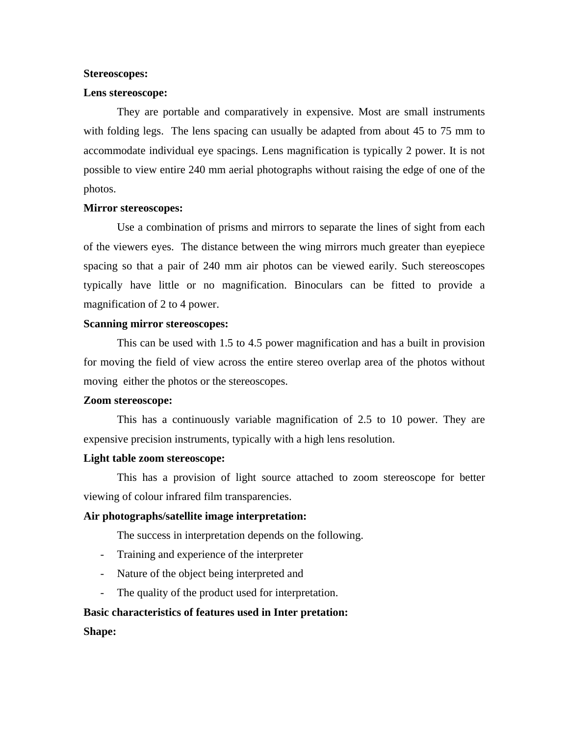**Stereoscopes:**

**Lens stereoscope:**

They are portable and comparatively in expensive. Most are small instruments with folding legs. The lens spacing can usually be adapted from about 45 to 75 mm to accommodate individual eye spacings. Lens magnification is typically 2 power. It is not possible to view entire 240 mm aerial photographs without raising the edge of one of the photos.

**Mirror stereoscopes:**

Use a combination of prisms and mirrors to separate the lines of sight from each of the viewers eyes. The distance between the wing mirrors much greater than eyepiece spacing so that a pair of 240 mm air photos can be viewed earily. Such stereoscopes typically have little or no magnification. Binoculars can be fitted to provide a magnification of 2 to 4 power.

**Scanning mirror stereoscopes:**

This can be used with 1.5 to 4.5 power magnification and has a built in provision for moving the field of view across the entire stereo overlap area of the photos without moving either the photos or the stereoscopes.

**Zoom stereoscope:**

This has a continuously variable magnification of 2.5 to 10 power. They are expensive precision instruments, typically with a high lens resolution.

**Light table zoom stereoscope:**

This has a provision of light source attached to zoom stereoscope for better viewing of colour infrared film transparencies.

**Air photographs/satellite image interpretation:**

The success in interpretation depends on the following.

- Training and experience of the interpreter
- Nature of the object being interpreted and
- The quality of the product used for interpretation.

**Basic characteristics of features used in Inter pretation:**

**Shape:**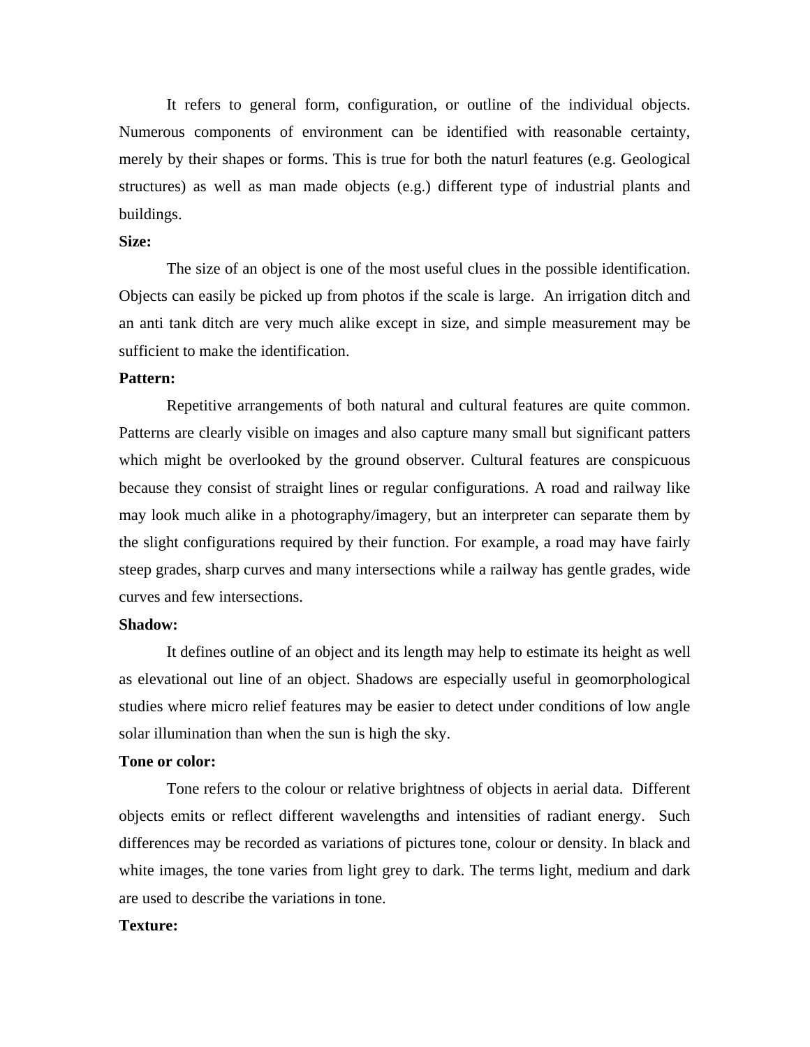It refers to general form, configuration, or outline of the individual objects. Numerous components of environment can be identified with reasonable certainty, merely by their shapes or forms. This is true for both the naturl features (e.g. Geological structures) as well as man made objects (e.g.) different type of industrial plants and buildings.

**Size:**

The size of an object is one of the most useful clues in the possible identification. Objects can easily be picked up from photos if the scale is large. An irrigation ditch and an anti tank ditch are very much alike except in size, and simple measurement may be sufficient to make the identification.

**Pattern:**

Repetitive arrangements of both natural and cultural features are quite common. Patterns are clearly visible on images and also capture many small but significant patters which might be overlooked by the ground observer. Cultural features are conspicuous because they consist of straight lines or regular configurations. A road and railway like may look much alike in a photography/imagery, but an interpreter can separate them by the slight configurations required by their function. For example, a road may have fairly steep grades, sharp curves and many intersections while a railway has gentle grades, wide curves and few intersections.

**Shadow:**

It defines outline of an object and its length may help to estimate its height as well as elevational out line of an object. Shadows are especially useful in geomorphological studies where micro relief features may be easier to detect under conditions of low angle solar illumination than when the sun is high the sky.

**Tone or color:**

Tone refers to the colour or relative brightness of objects in aerial data. Different objects emits or reflect different wavelengths and intensities of radiant energy. Such differences may be recorded as variations of pictures tone, colour or density. In black and white images, the tone varies from light grey to dark. The terms light, medium and dark are used to describe the variations in tone.

**Texture:**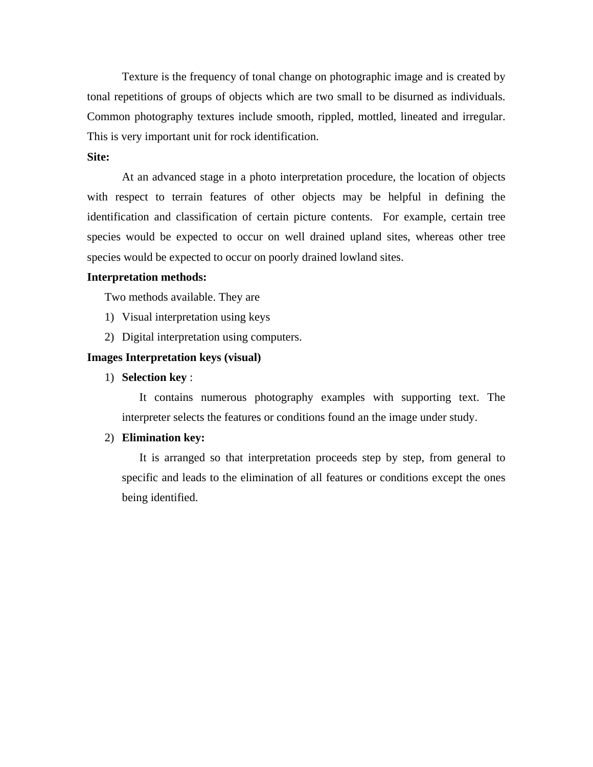Texture is the frequency of tonal change on photographic image and is created by tonal repetitions of groups of objects which are two small to be disurned as individuals. Common photography textures include smooth, rippled, mottled, lineated and irregular. This is very important unit for rock identification.

**Site:**

At an advanced stage in a photo interpretation procedure, the location of objects with respect to terrain features of other objects may be helpful in defining the identification and classification of certain picture contents. For example, certain tree species would be expected to occur on well drained upland sites, whereas other tree species would be expected to occur on poorly drained lowland sites.

**Interpretation methods:**

Two methods available. They are

1) Visual interpretation using keys
2) Digital interpretation using computers.

**Images Interpretation keys (visual)**

1) **Selection key** :

   It contains numerous photography examples with supporting text. The interpreter selects the features or conditions found an the image under study.

2) **Elimination key:**

   It is arranged so that interpretation proceeds step by step, from general to specific and leads to the elimination of all features or conditions except the ones being identified.